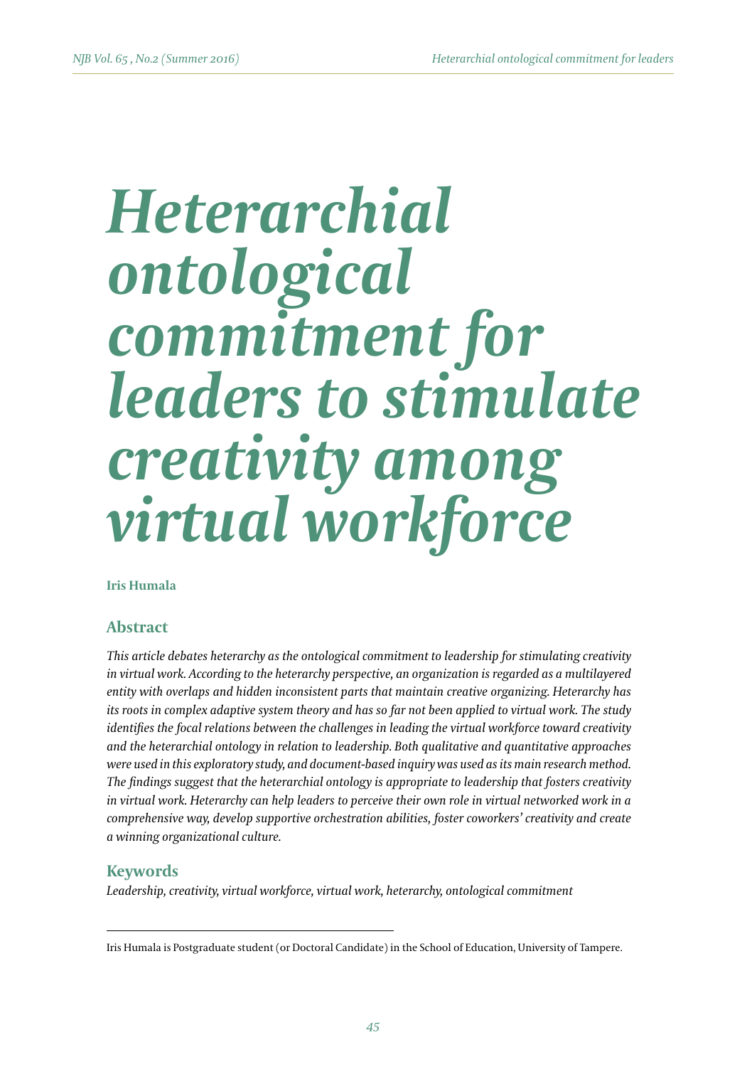# *Heterarchial ontological commitment for leaders to stimulate creativity among virtual workforce*

**Iris Humala**

## Abstract

*This article debates heterarchy as the ontological commitment to leadership for stimulating creativity in virtual work. According to the heterarchy perspective, an organization is regarded as a multilayered entity with overlaps and hidden inconsistent parts that maintain creative organizing. Heterarchy has its roots in complex adaptive system theory and has so far not been applied to virtual work. The study identifies the focal relations between the challenges in leading the virtual workforce toward creativity and the heterarchial ontology in relation to leadership. Both qualitative and quantitative approaches were used in this exploratory study, and document-based inquiry was used as its main research method. The findings suggest that the heterarchial ontology is appropriate to leadership that fosters creativity in virtual work. Heterarchy can help leaders to perceive their own role in virtual networked work in a comprehensive way, develop supportive orchestration abilities, foster coworkers' creativity and create a winning organizational culture.*

## Keywords

*Leadership, creativity, virtual workforce, virtual work, heterarchy, ontological commitment*

---

Iris Humala is Postgraduate student (or Doctoral Candidate) in the School of Education, University of Tampere.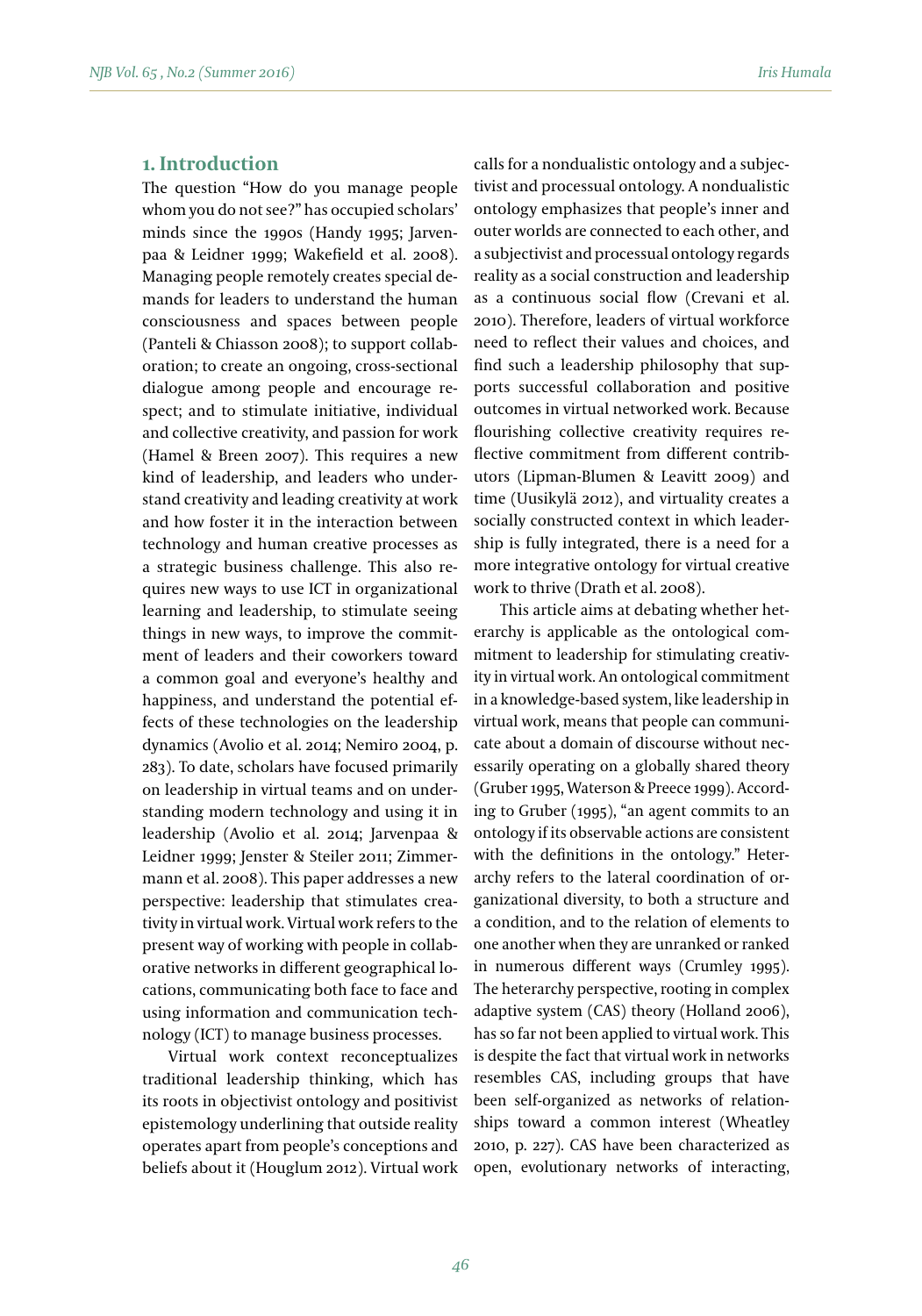## 1. Introduction

The question "How do you manage people whom you do not see?" has occupied scholars' minds since the 1990s (Handy 1995; Jarvenpaa & Leidner 1999; Wakefield et al. 2008). Managing people remotely creates special demands for leaders to understand the human consciousness and spaces between people (Panteli & Chiasson 2008); to support collaboration; to create an ongoing, cross-sectional dialogue among people and encourage respect; and to stimulate initiative, individual and collective creativity, and passion for work (Hamel & Breen 2007). This requires a new kind of leadership, and leaders who understand creativity and leading creativity at work and how foster it in the interaction between technology and human creative processes as a strategic business challenge. This also requires new ways to use ICT in organizational learning and leadership, to stimulate seeing things in new ways, to improve the commitment of leaders and their coworkers toward a common goal and everyone's healthy and happiness, and understand the potential effects of these technologies on the leadership dynamics (Avolio et al. 2014; Nemiro 2004, p. 283). To date, scholars have focused primarily on leadership in virtual teams and on understanding modern technology and using it in leadership (Avolio et al. 2014; Jarvenpaa & Leidner 1999; Jenster & Steiler 2011; Zimmermann et al. 2008). This paper addresses a new perspective: leadership that stimulates creativity in virtual work. Virtual work refers to the present way of working with people in collaborative networks in different geographical locations, communicating both face to face and using information and communication technology (ICT) to manage business processes.

Virtual work context reconceptualizes traditional leadership thinking, which has its roots in objectivist ontology and positivist epistemology underlining that outside reality operates apart from people's conceptions and beliefs about it (Houglum 2012). Virtual work calls for a nondualistic ontology and a subjectivist and processual ontology. A nondualistic ontology emphasizes that people's inner and outer worlds are connected to each other, and a subjectivist and processual ontology regards reality as a social construction and leadership as a continuous social flow (Crevani et al. 2010). Therefore, leaders of virtual workforce need to reflect their values and choices, and find such a leadership philosophy that supports successful collaboration and positive outcomes in virtual networked work. Because flourishing collective creativity requires reflective commitment from different contributors (Lipman-Blumen & Leavitt 2009) and time (Uusikylä 2012), and virtuality creates a socially constructed context in which leadership is fully integrated, there is a need for a more integrative ontology for virtual creative work to thrive (Drath et al. 2008).

This article aims at debating whether heterarchy is applicable as the ontological commitment to leadership for stimulating creativity in virtual work. An ontological commitment in a knowledge-based system, like leadership in virtual work, means that people can communicate about a domain of discourse without necessarily operating on a globally shared theory (Gruber 1995, Waterson & Preece 1999). According to Gruber (1995), "an agent commits to an ontology if its observable actions are consistent with the definitions in the ontology." Heterarchy refers to the lateral coordination of organizational diversity, to both a structure and a condition, and to the relation of elements to one another when they are unranked or ranked in numerous different ways (Crumley 1995). The heterarchy perspective, rooting in complex adaptive system (CAS) theory (Holland 2006), has so far not been applied to virtual work. This is despite the fact that virtual work in networks resembles CAS, including groups that have been self-organized as networks of relationships toward a common interest (Wheatley 2010, p. 227). CAS have been characterized as open, evolutionary networks of interacting,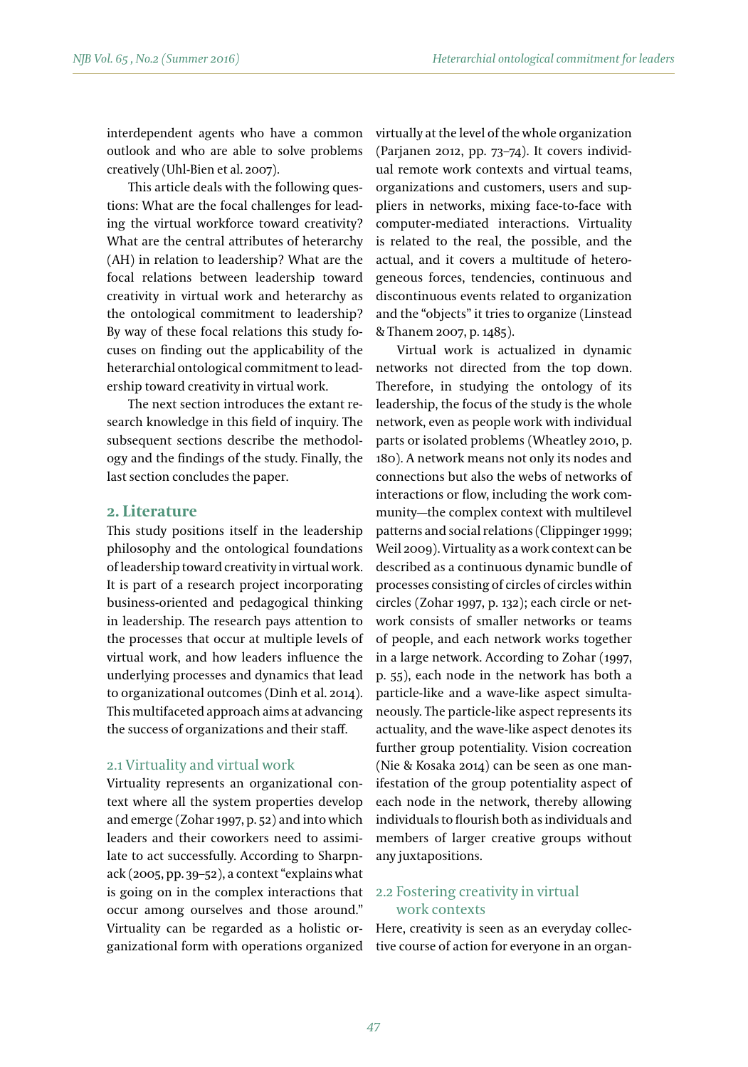interdependent agents who have a common outlook and who are able to solve problems creatively (Uhl-Bien et al. 2007).

This article deals with the following questions: What are the focal challenges for leading the virtual workforce toward creativity? What are the central attributes of heterarchy (AH) in relation to leadership? What are the focal relations between leadership toward creativity in virtual work and heterarchy as the ontological commitment to leadership? By way of these focal relations this study focuses on finding out the applicability of the heterarchial ontological commitment to leadership toward creativity in virtual work.

The next section introduces the extant research knowledge in this field of inquiry. The subsequent sections describe the methodology and the findings of the study. Finally, the last section concludes the paper.

## 2. Literature

This study positions itself in the leadership philosophy and the ontological foundations of leadership toward creativity in virtual work. It is part of a research project incorporating business-oriented and pedagogical thinking in leadership. The research pays attention to the processes that occur at multiple levels of virtual work, and how leaders influence the underlying processes and dynamics that lead to organizational outcomes (Dinh et al. 2014). This multifaceted approach aims at advancing the success of organizations and their staff.

### 2.1 Virtuality and virtual work

Virtuality represents an organizational context where all the system properties develop and emerge (Zohar 1997, p. 52) and into which leaders and their coworkers need to assimilate to act successfully. According to Sharpnack (2005, pp. 39–52), a context "explains what is going on in the complex interactions that occur among ourselves and those around." Virtuality can be regarded as a holistic organizational form with operations organized virtually at the level of the whole organization (Parjanen 2012, pp. 73–74). It covers individual remote work contexts and virtual teams, organizations and customers, users and suppliers in networks, mixing face-to-face with computer-mediated interactions. Virtuality is related to the real, the possible, and the actual, and it covers a multitude of heterogeneous forces, tendencies, continuous and discontinuous events related to organization and the "objects" it tries to organize (Linstead & Thanem 2007, p. 1485).

Virtual work is actualized in dynamic networks not directed from the top down. Therefore, in studying the ontology of its leadership, the focus of the study is the whole network, even as people work with individual parts or isolated problems (Wheatley 2010, p. 180). A network means not only its nodes and connections but also the webs of networks of interactions or flow, including the work community—the complex context with multilevel patterns and social relations (Clippinger 1999; Weil 2009). Virtuality as a work context can be described as a continuous dynamic bundle of processes consisting of circles of circles within circles (Zohar 1997, p. 132); each circle or network consists of smaller networks or teams of people, and each network works together in a large network. According to Zohar (1997, p. 55), each node in the network has both a particle-like and a wave-like aspect simultaneously. The particle-like aspect represents its actuality, and the wave-like aspect denotes its further group potentiality. Vision cocreation (Nie & Kosaka 2014) can be seen as one manifestation of the group potentiality aspect of each node in the network, thereby allowing individuals to flourish both as individuals and members of larger creative groups without any juxtapositions.

### 2.2 Fostering creativity in virtual work contexts

Here, creativity is seen as an everyday collective course of action for everyone in an organ-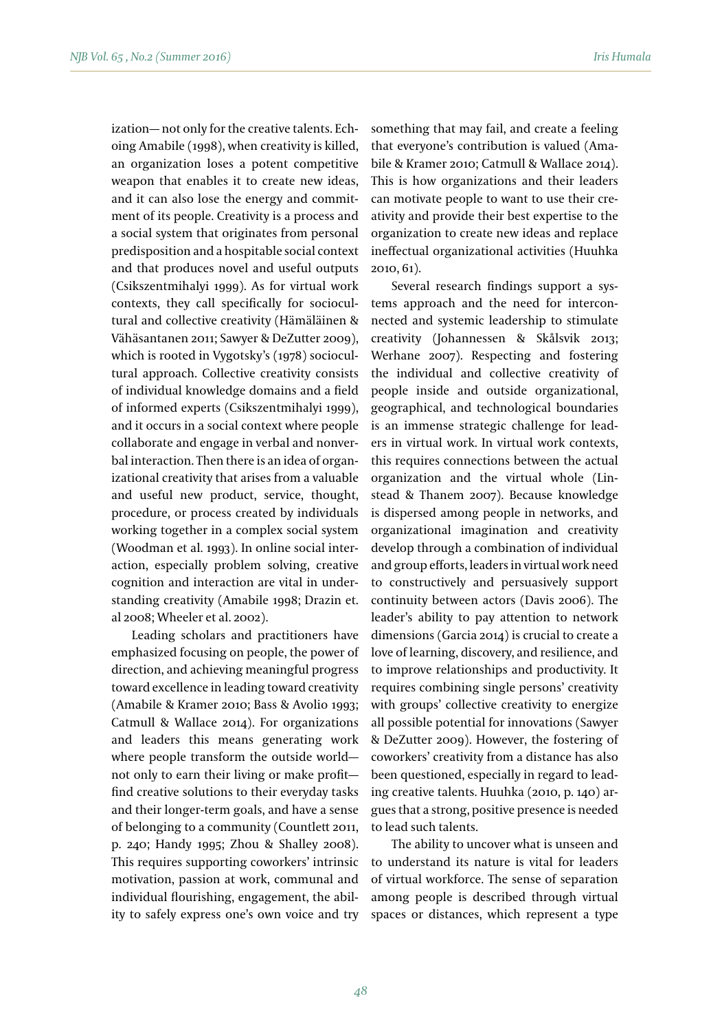ization— not only for the creative talents. Echoing Amabile (1998), when creativity is killed, an organization loses a potent competitive weapon that enables it to create new ideas, and it can also lose the energy and commitment of its people. Creativity is a process and a social system that originates from personal predisposition and a hospitable social context and that produces novel and useful outputs (Csikszentmihalyi 1999). As for virtual work contexts, they call specifically for sociocultural and collective creativity (Hämäläinen & Vähäsantanen 2011; Sawyer & DeZutter 2009), which is rooted in Vygotsky's (1978) sociocultural approach. Collective creativity consists of individual knowledge domains and a field of informed experts (Csikszentmihalyi 1999), and it occurs in a social context where people collaborate and engage in verbal and nonverbal interaction. Then there is an idea of organizational creativity that arises from a valuable and useful new product, service, thought, procedure, or process created by individuals working together in a complex social system (Woodman et al. 1993). In online social interaction, especially problem solving, creative cognition and interaction are vital in understanding creativity (Amabile 1998; Drazin et. al 2008; Wheeler et al. 2002).

Leading scholars and practitioners have emphasized focusing on people, the power of direction, and achieving meaningful progress toward excellence in leading toward creativity (Amabile & Kramer 2010; Bass & Avolio 1993; Catmull & Wallace 2014). For organizations and leaders this means generating work where people transform the outside world— not only to earn their living or make profit— find creative solutions to their everyday tasks and their longer-term goals, and have a sense of belonging to a community (Countlett 2011, p. 240; Handy 1995; Zhou & Shalley 2008). This requires supporting coworkers' intrinsic motivation, passion at work, communal and individual flourishing, engagement, the ability to safely express one's own voice and try something that may fail, and create a feeling that everyone's contribution is valued (Amabile & Kramer 2010; Catmull & Wallace 2014). This is how organizations and their leaders can motivate people to want to use their creativity and provide their best expertise to the organization to create new ideas and replace ineffectual organizational activities (Huuhka 2010, 61).

Several research findings support a systems approach and the need for interconnected and systemic leadership to stimulate creativity (Johannessen & Skålsvik 2013; Werhane 2007). Respecting and fostering the individual and collective creativity of people inside and outside organizational, geographical, and technological boundaries is an immense strategic challenge for leaders in virtual work. In virtual work contexts, this requires connections between the actual organization and the virtual whole (Linstead & Thanem 2007). Because knowledge is dispersed among people in networks, and organizational imagination and creativity develop through a combination of individual and group efforts, leaders in virtual work need to constructively and persuasively support continuity between actors (Davis 2006). The leader's ability to pay attention to network dimensions (Garcia 2014) is crucial to create a love of learning, discovery, and resilience, and to improve relationships and productivity. It requires combining single persons' creativity with groups' collective creativity to energize all possible potential for innovations (Sawyer & DeZutter 2009). However, the fostering of coworkers' creativity from a distance has also been questioned, especially in regard to leading creative talents. Huuhka (2010, p. 140) argues that a strong, positive presence is needed to lead such talents.

The ability to uncover what is unseen and to understand its nature is vital for leaders of virtual workforce. The sense of separation among people is described through virtual spaces or distances, which represent a type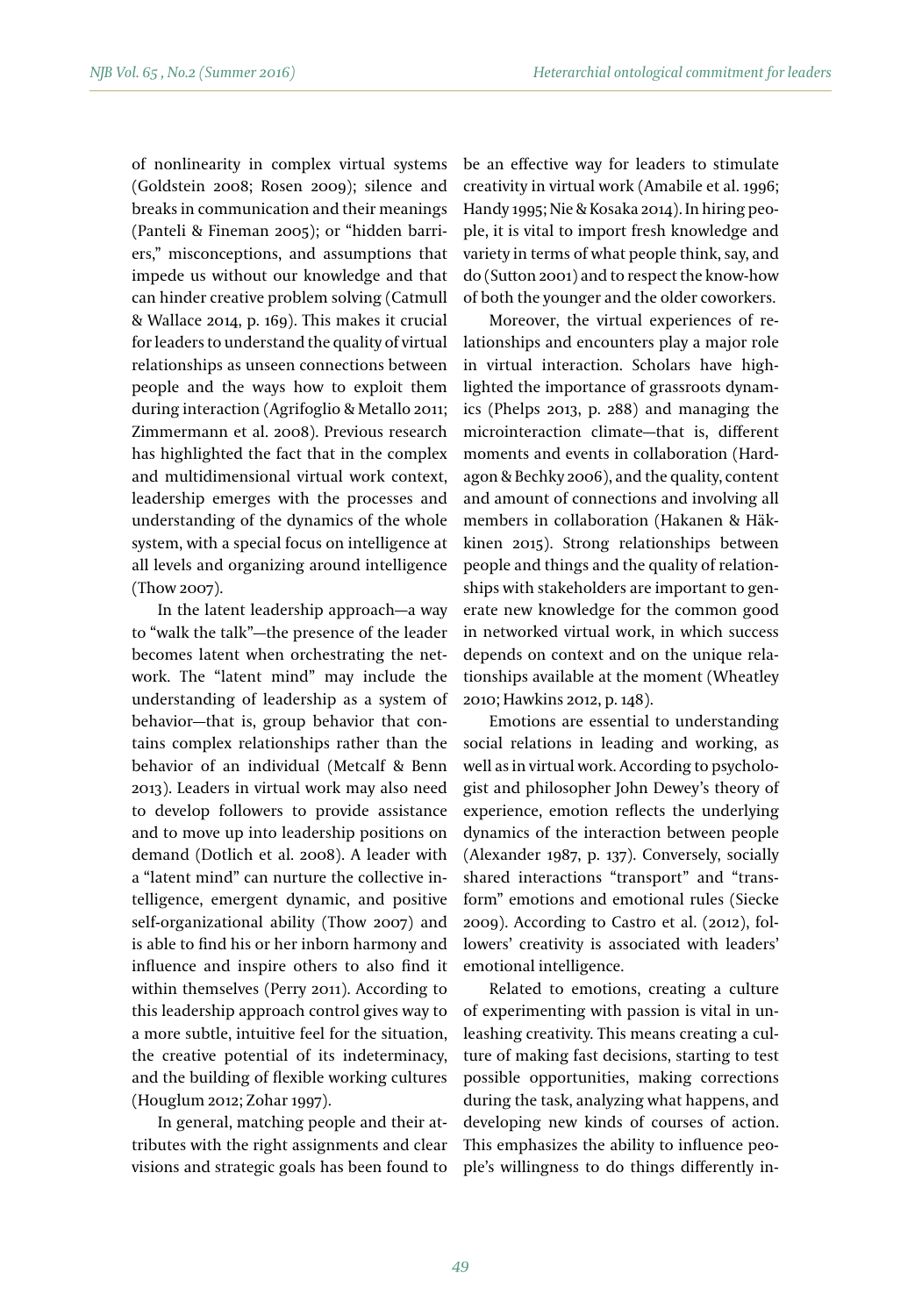of nonlinearity in complex virtual systems (Goldstein 2008; Rosen 2009); silence and breaks in communication and their meanings (Panteli & Fineman 2005); or "hidden barriers," misconceptions, and assumptions that impede us without our knowledge and that can hinder creative problem solving (Catmull & Wallace 2014, p. 169). This makes it crucial for leaders to understand the quality of virtual relationships as unseen connections between people and the ways how to exploit them during interaction (Agrifoglio & Metallo 2011; Zimmermann et al. 2008). Previous research has highlighted the fact that in the complex and multidimensional virtual work context, leadership emerges with the processes and understanding of the dynamics of the whole system, with a special focus on intelligence at all levels and organizing around intelligence (Thow 2007).

In the latent leadership approach—a way to "walk the talk"—the presence of the leader becomes latent when orchestrating the network. The "latent mind" may include the understanding of leadership as a system of behavior—that is, group behavior that contains complex relationships rather than the behavior of an individual (Metcalf & Benn 2013). Leaders in virtual work may also need to develop followers to provide assistance and to move up into leadership positions on demand (Dotlich et al. 2008). A leader with a "latent mind" can nurture the collective intelligence, emergent dynamic, and positive self-organizational ability (Thow 2007) and is able to find his or her inborn harmony and influence and inspire others to also find it within themselves (Perry 2011). According to this leadership approach control gives way to a more subtle, intuitive feel for the situation, the creative potential of its indeterminacy, and the building of flexible working cultures (Houglum 2012; Zohar 1997).

In general, matching people and their attributes with the right assignments and clear visions and strategic goals has been found to be an effective way for leaders to stimulate creativity in virtual work (Amabile et al. 1996; Handy 1995; Nie & Kosaka 2014). In hiring people, it is vital to import fresh knowledge and variety in terms of what people think, say, and do (Sutton 2001) and to respect the know-how of both the younger and the older coworkers.

Moreover, the virtual experiences of relationships and encounters play a major role in virtual interaction. Scholars have highlighted the importance of grassroots dynamics (Phelps 2013, p. 288) and managing the microinteraction climate—that is, different moments and events in collaboration (Hardagon & Bechky 2006), and the quality, content and amount of connections and involving all members in collaboration (Hakanen & Häkkinen 2015). Strong relationships between people and things and the quality of relationships with stakeholders are important to generate new knowledge for the common good in networked virtual work, in which success depends on context and on the unique relationships available at the moment (Wheatley 2010; Hawkins 2012, p. 148).

Emotions are essential to understanding social relations in leading and working, as well as in virtual work. According to psychologist and philosopher John Dewey's theory of experience, emotion reflects the underlying dynamics of the interaction between people (Alexander 1987, p. 137). Conversely, socially shared interactions "transport" and "transform" emotions and emotional rules (Siecke 2009). According to Castro et al. (2012), followers' creativity is associated with leaders' emotional intelligence.

Related to emotions, creating a culture of experimenting with passion is vital in unleashing creativity. This means creating a culture of making fast decisions, starting to test possible opportunities, making corrections during the task, analyzing what happens, and developing new kinds of courses of action. This emphasizes the ability to influence people's willingness to do things differently in-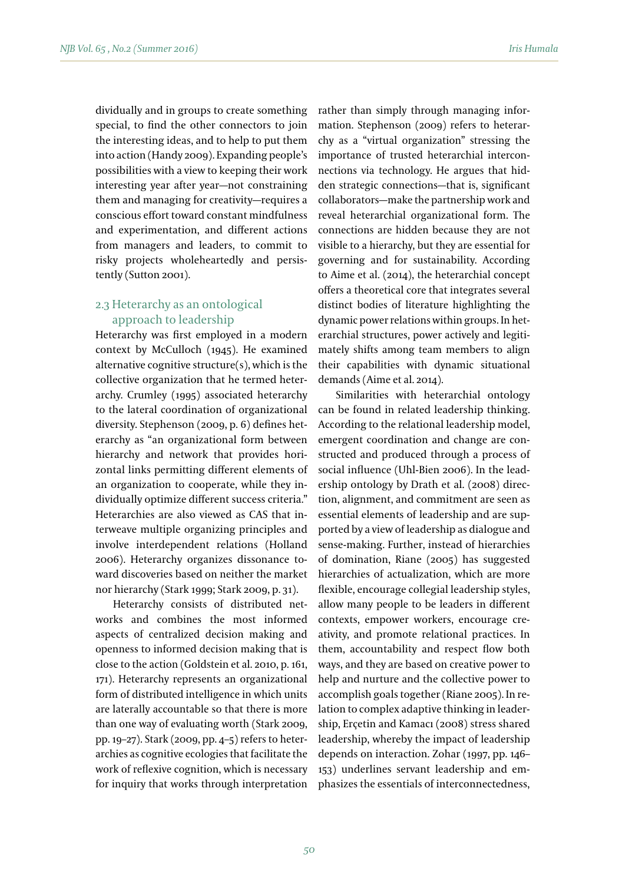dividually and in groups to create something special, to find the other connectors to join the interesting ideas, and to help to put them into action (Handy 2009). Expanding people's possibilities with a view to keeping their work interesting year after year—not constraining them and managing for creativity—requires a conscious effort toward constant mindfulness and experimentation, and different actions from managers and leaders, to commit to risky projects wholeheartedly and persistently (Sutton 2001).

## 2.3 Heterarchy as an ontological approach to leadership

Heterarchy was first employed in a modern context by McCulloch (1945). He examined alternative cognitive structure(s), which is the collective organization that he termed heterarchy. Crumley (1995) associated heterarchy to the lateral coordination of organizational diversity. Stephenson (2009, p. 6) defines heterarchy as "an organizational form between hierarchy and network that provides horizontal links permitting different elements of an organization to cooperate, while they individually optimize different success criteria." Heterarchies are also viewed as CAS that interweave multiple organizing principles and involve interdependent relations (Holland 2006). Heterarchy organizes dissonance toward discoveries based on neither the market nor hierarchy (Stark 1999; Stark 2009, p. 31).

Heterarchy consists of distributed networks and combines the most informed aspects of centralized decision making and openness to informed decision making that is close to the action (Goldstein et al. 2010, p. 161, 171). Heterarchy represents an organizational form of distributed intelligence in which units are laterally accountable so that there is more than one way of evaluating worth (Stark 2009, pp. 19–27). Stark (2009, pp. 4–5) refers to heterarchies as cognitive ecologies that facilitate the work of reflexive cognition, which is necessary for inquiry that works through interpretation rather than simply through managing information. Stephenson (2009) refers to heterarchy as a "virtual organization" stressing the importance of trusted heterarchial interconnections via technology. He argues that hidden strategic connections—that is, significant collaborators—make the partnership work and reveal heterarchial organizational form. The connections are hidden because they are not visible to a hierarchy, but they are essential for governing and for sustainability. According to Aime et al. (2014), the heterarchial concept offers a theoretical core that integrates several distinct bodies of literature highlighting the dynamic power relations within groups. In heterarchial structures, power actively and legitimately shifts among team members to align their capabilities with dynamic situational demands (Aime et al. 2014).

Similarities with heterarchial ontology can be found in related leadership thinking. According to the relational leadership model, emergent coordination and change are constructed and produced through a process of social influence (Uhl-Bien 2006). In the leadership ontology by Drath et al. (2008) direction, alignment, and commitment are seen as essential elements of leadership and are supported by a view of leadership as dialogue and sense-making. Further, instead of hierarchies of domination, Riane (2005) has suggested hierarchies of actualization, which are more flexible, encourage collegial leadership styles, allow many people to be leaders in different contexts, empower workers, encourage creativity, and promote relational practices. In them, accountability and respect flow both ways, and they are based on creative power to help and nurture and the collective power to accomplish goals together (Riane 2005). In relation to complex adaptive thinking in leadership, Erçetin and Kamacı (2008) stress shared leadership, whereby the impact of leadership depends on interaction. Zohar (1997, pp. 146–153) underlines servant leadership and emphasizes the essentials of interconnectedness,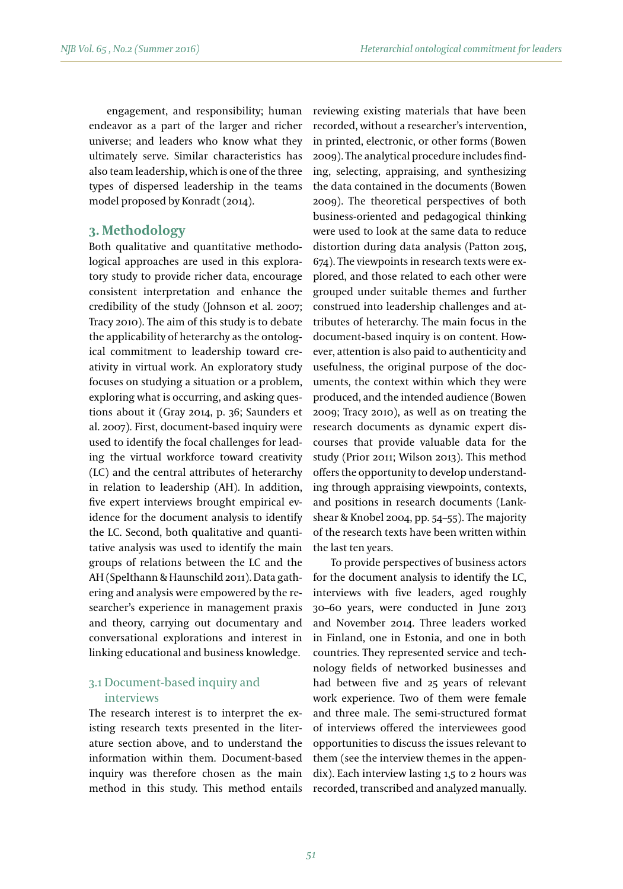engagement, and responsibility; human endeavor as a part of the larger and richer universe; and leaders who know what they ultimately serve. Similar characteristics has also team leadership, which is one of the three types of dispersed leadership in the teams model proposed by Konradt (2014).

## 3. Methodology

Both qualitative and quantitative methodological approaches are used in this exploratory study to provide richer data, encourage consistent interpretation and enhance the credibility of the study (Johnson et al. 2007; Tracy 2010). The aim of this study is to debate the applicability of heterarchy as the ontological commitment to leadership toward creativity in virtual work. An exploratory study focuses on studying a situation or a problem, exploring what is occurring, and asking questions about it (Gray 2014, p. 36; Saunders et al. 2007). First, document-based inquiry were used to identify the focal challenges for leading the virtual workforce toward creativity (LC) and the central attributes of heterarchy in relation to leadership (AH). In addition, five expert interviews brought empirical evidence for the document analysis to identify the LC. Second, both qualitative and quantitative analysis was used to identify the main groups of relations between the LC and the AH (Spelthann & Haunschild 2011). Data gathering and analysis were empowered by the researcher's experience in management praxis and theory, carrying out documentary and conversational explorations and interest in linking educational and business knowledge.

### 3.1 Document-based inquiry and interviews

The research interest is to interpret the existing research texts presented in the literature section above, and to understand the information within them. Document-based inquiry was therefore chosen as the main method in this study. This method entails reviewing existing materials that have been recorded, without a researcher's intervention, in printed, electronic, or other forms (Bowen 2009). The analytical procedure includes finding, selecting, appraising, and synthesizing the data contained in the documents (Bowen 2009). The theoretical perspectives of both business-oriented and pedagogical thinking were used to look at the same data to reduce distortion during data analysis (Patton 2015, 674). The viewpoints in research texts were explored, and those related to each other were grouped under suitable themes and further construed into leadership challenges and attributes of heterarchy. The main focus in the document-based inquiry is on content. However, attention is also paid to authenticity and usefulness, the original purpose of the documents, the context within which they were produced, and the intended audience (Bowen 2009; Tracy 2010), as well as on treating the research documents as dynamic expert discourses that provide valuable data for the study (Prior 2011; Wilson 2013). This method offers the opportunity to develop understanding through appraising viewpoints, contexts, and positions in research documents (Lankshear & Knobel 2004, pp. 54–55). The majority of the research texts have been written within the last ten years.

To provide perspectives of business actors for the document analysis to identify the LC, interviews with five leaders, aged roughly 30–60 years, were conducted in June 2013 and November 2014. Three leaders worked in Finland, one in Estonia, and one in both countries. They represented service and technology fields of networked businesses and had between five and 25 years of relevant work experience. Two of them were female and three male. The semi-structured format of interviews offered the interviewees good opportunities to discuss the issues relevant to them (see the interview themes in the appendix). Each interview lasting 1,5 to 2 hours was recorded, transcribed and analyzed manually.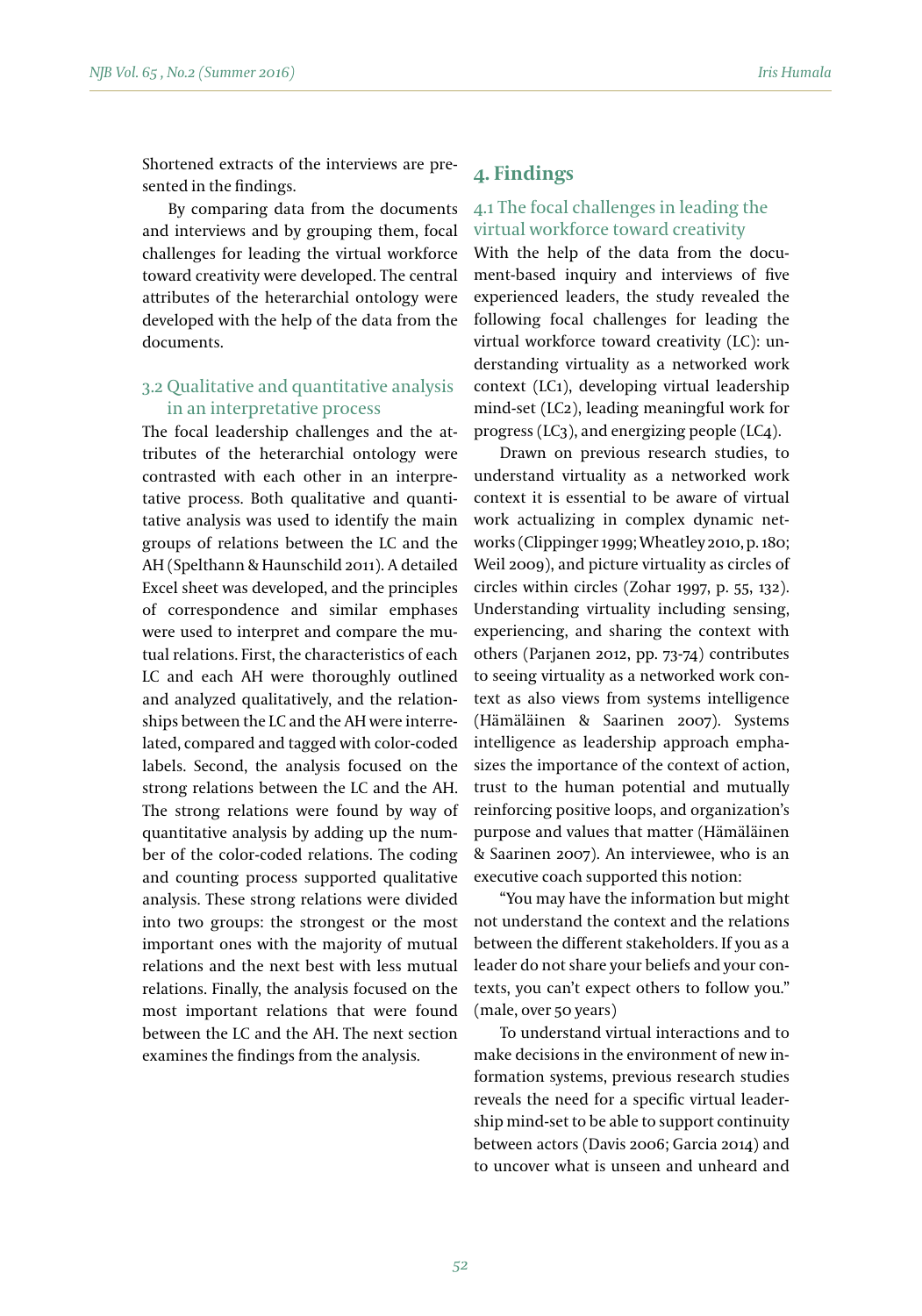Shortened extracts of the interviews are presented in the findings.

By comparing data from the documents and interviews and by grouping them, focal challenges for leading the virtual workforce toward creativity were developed. The central attributes of the heterarchial ontology were developed with the help of the data from the documents.

### 3.2 Qualitative and quantitative analysis in an interpretative process

The focal leadership challenges and the attributes of the heterarchial ontology were contrasted with each other in an interpretative process. Both qualitative and quantitative analysis was used to identify the main groups of relations between the LC and the AH (Spelthann & Haunschild 2011). A detailed Excel sheet was developed, and the principles of correspondence and similar emphases were used to interpret and compare the mutual relations. First, the characteristics of each LC and each AH were thoroughly outlined and analyzed qualitatively, and the relationships between the LC and the AH were interrelated, compared and tagged with color-coded labels. Second, the analysis focused on the strong relations between the LC and the AH. The strong relations were found by way of quantitative analysis by adding up the number of the color-coded relations. The coding and counting process supported qualitative analysis. These strong relations were divided into two groups: the strongest or the most important ones with the majority of mutual relations and the next best with less mutual relations. Finally, the analysis focused on the most important relations that were found between the LC and the AH. The next section examines the findings from the analysis.

## 4. Findings

### 4.1 The focal challenges in leading the virtual workforce toward creativity

With the help of the data from the document-based inquiry and interviews of five experienced leaders, the study revealed the following focal challenges for leading the virtual workforce toward creativity (LC): understanding virtuality as a networked work context (LC1), developing virtual leadership mind-set (LC2), leading meaningful work for progress (LC3), and energizing people (LC4).

Drawn on previous research studies, to understand virtuality as a networked work context it is essential to be aware of virtual work actualizing in complex dynamic networks (Clippinger 1999; Wheatley 2010, p. 180; Weil 2009), and picture virtuality as circles of circles within circles (Zohar 1997, p. 55, 132). Understanding virtuality including sensing, experiencing, and sharing the context with others (Parjanen 2012, pp. 73-74) contributes to seeing virtuality as a networked work context as also views from systems intelligence (Hämäläinen & Saarinen 2007). Systems intelligence as leadership approach emphasizes the importance of the context of action, trust to the human potential and mutually reinforcing positive loops, and organization's purpose and values that matter (Hämäläinen & Saarinen 2007). An interviewee, who is an executive coach supported this notion:

"You may have the information but might not understand the context and the relations between the different stakeholders. If you as a leader do not share your beliefs and your contexts, you can't expect others to follow you." (male, over 50 years)

To understand virtual interactions and to make decisions in the environment of new information systems, previous research studies reveals the need for a specific virtual leadership mind-set to be able to support continuity between actors (Davis 2006; Garcia 2014) and to uncover what is unseen and unheard and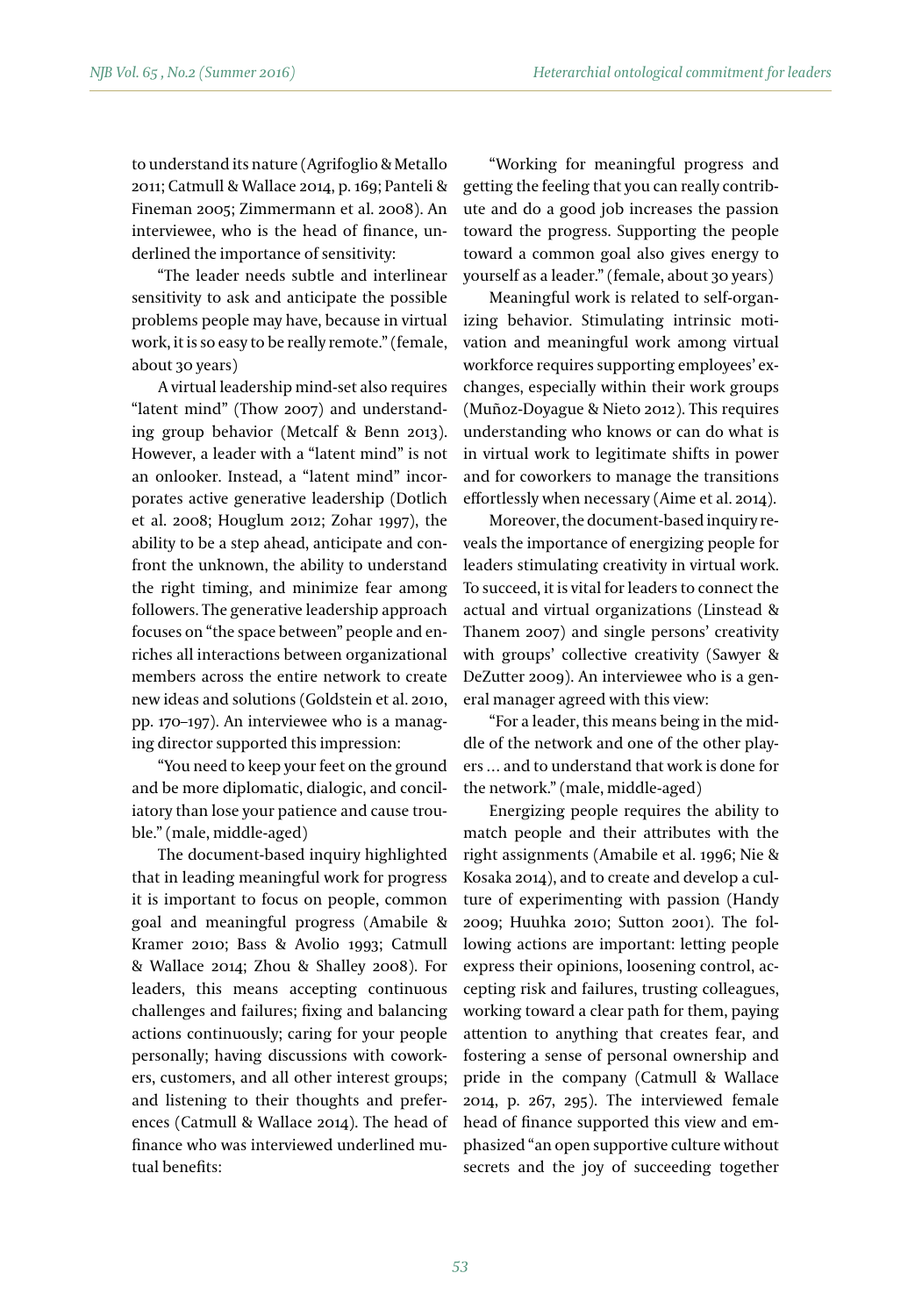to understand its nature (Agrifoglio & Metallo 2011; Catmull & Wallace 2014, p. 169; Panteli & Fineman 2005; Zimmermann et al. 2008). An interviewee, who is the head of finance, underlined the importance of sensitivity:

"The leader needs subtle and interlinear sensitivity to ask and anticipate the possible problems people may have, because in virtual work, it is so easy to be really remote." (female, about 30 years)

A virtual leadership mind-set also requires "latent mind" (Thow 2007) and understanding group behavior (Metcalf & Benn 2013). However, a leader with a "latent mind" is not an onlooker. Instead, a "latent mind" incorporates active generative leadership (Dotlich et al. 2008; Houglum 2012; Zohar 1997), the ability to be a step ahead, anticipate and confront the unknown, the ability to understand the right timing, and minimize fear among followers. The generative leadership approach focuses on "the space between" people and enriches all interactions between organizational members across the entire network to create new ideas and solutions (Goldstein et al. 2010, pp. 170–197). An interviewee who is a managing director supported this impression:

"You need to keep your feet on the ground and be more diplomatic, dialogic, and conciliatory than lose your patience and cause trouble." (male, middle-aged)

The document-based inquiry highlighted that in leading meaningful work for progress it is important to focus on people, common goal and meaningful progress (Amabile & Kramer 2010; Bass & Avolio 1993; Catmull & Wallace 2014; Zhou & Shalley 2008). For leaders, this means accepting continuous challenges and failures; fixing and balancing actions continuously; caring for your people personally; having discussions with coworkers, customers, and all other interest groups; and listening to their thoughts and preferences (Catmull & Wallace 2014). The head of finance who was interviewed underlined mutual benefits:

"Working for meaningful progress and getting the feeling that you can really contribute and do a good job increases the passion toward the progress. Supporting the people toward a common goal also gives energy to yourself as a leader." (female, about 30 years)

Meaningful work is related to self-organizing behavior. Stimulating intrinsic motivation and meaningful work among virtual workforce requires supporting employees' exchanges, especially within their work groups (Muñoz-Doyague & Nieto 2012). This requires understanding who knows or can do what is in virtual work to legitimate shifts in power and for coworkers to manage the transitions effortlessly when necessary (Aime et al. 2014).

Moreover, the document-based inquiry reveals the importance of energizing people for leaders stimulating creativity in virtual work. To succeed, it is vital for leaders to connect the actual and virtual organizations (Linstead & Thanem 2007) and single persons' creativity with groups' collective creativity (Sawyer & DeZutter 2009). An interviewee who is a general manager agreed with this view:

"For a leader, this means being in the middle of the network and one of the other players … and to understand that work is done for the network." (male, middle-aged)

Energizing people requires the ability to match people and their attributes with the right assignments (Amabile et al. 1996; Nie & Kosaka 2014), and to create and develop a culture of experimenting with passion (Handy 2009; Huuhka 2010; Sutton 2001). The following actions are important: letting people express their opinions, loosening control, accepting risk and failures, trusting colleagues, working toward a clear path for them, paying attention to anything that creates fear, and fostering a sense of personal ownership and pride in the company (Catmull & Wallace 2014, p. 267, 295). The interviewed female head of finance supported this view and emphasized "an open supportive culture without secrets and the joy of succeeding together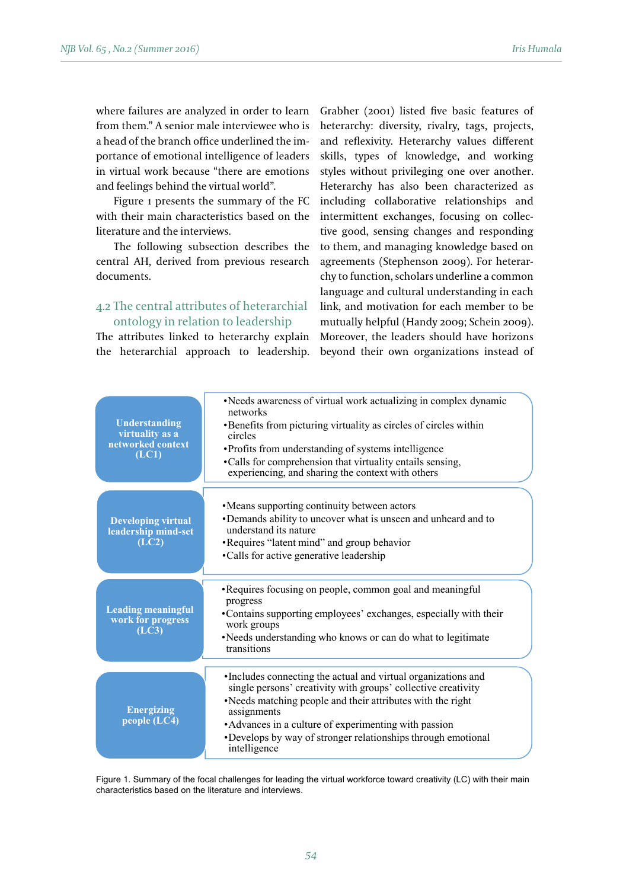where failures are analyzed in order to learn from them." A senior male interviewee who is a head of the branch office underlined the importance of emotional intelligence of leaders in virtual work because "there are emotions and feelings behind the virtual world".

Figure 1 presents the summary of the FC with their main characteristics based on the literature and the interviews.

The following subsection describes the central AH, derived from previous research documents.

### 4.2 The central attributes of heterarchial ontology in relation to leadership

The attributes linked to heterarchy explain the heterarchial approach to leadership. Grabher (2001) listed five basic features of heterarchy: diversity, rivalry, tags, projects, and reflexivity. Heterarchy values different skills, types of knowledge, and working styles without privileging one over another. Heterarchy has also been characterized as including collaborative relationships and intermittent exchanges, focusing on collective good, sensing changes and responding to them, and managing knowledge based on agreements (Stephenson 2009). For heterarchy to function, scholars underline a common language and cultural understanding in each link, and motivation for each member to be mutually helpful (Handy 2009; Schein 2009). Moreover, the leaders should have horizons beyond their own organizations instead of

| Focal challenge | Main characteristics |
| --- | --- |
| **Understanding virtuality as a networked context (LC1)** | •Needs awareness of virtual work actualizing in complex dynamic networks<br>•Benefits from picturing virtuality as circles of circles within circles<br>•Profits from understanding of systems intelligence<br>•Calls for comprehension that virtuality entails sensing, experiencing, and sharing the context with others |
| **Developing virtual leadership mind-set (LC2)** | •Means supporting continuity between actors<br>•Demands ability to uncover what is unseen and unheard and to understand its nature<br>•Requires "latent mind" and group behavior<br>•Calls for active generative leadership |
| **Leading meaningful work for progress (LC3)** | •Requires focusing on people, common goal and meaningful progress<br>•Contains supporting employees' exchanges, especially with their work groups<br>•Needs understanding who knows or can do what to legitimate transitions |
| **Energizing people (LC4)** | •Includes connecting the actual and virtual organizations and single persons' creativity with groups' collective creativity<br>•Needs matching people and their attributes with the right assignments<br>•Advances in a culture of experimenting with passion<br>•Develops by way of stronger relationships through emotional intelligence |

Figure 1. Summary of the focal challenges for leading the virtual workforce toward creativity (LC) with their main characteristics based on the literature and interviews.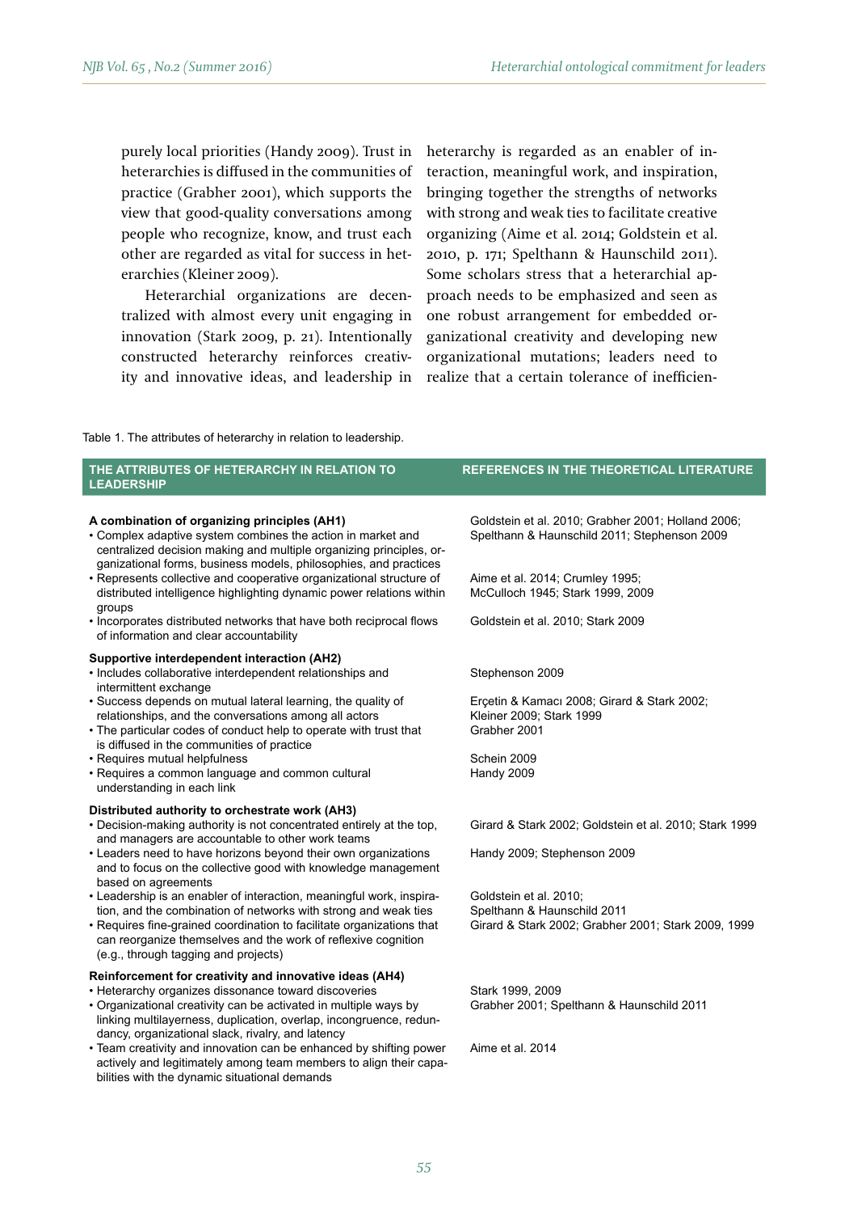purely local priorities (Handy 2009). Trust in heterarchies is diffused in the communities of practice (Grabher 2001), which supports the view that good-quality conversations among people who recognize, know, and trust each other are regarded as vital for success in heterarchies (Kleiner 2009).

Heterarchial organizations are decentralized with almost every unit engaging in innovation (Stark 2009, p. 21). Intentionally constructed heterarchy reinforces creativity and innovative ideas, and leadership in heterarchy is regarded as an enabler of interaction, meaningful work, and inspiration, bringing together the strengths of networks with strong and weak ties to facilitate creative organizing (Aime et al. 2014; Goldstein et al. 2010, p. 171; Spelthann & Haunschild 2011). Some scholars stress that a heterarchial approach needs to be emphasized and seen as one robust arrangement for embedded organizational creativity and developing new organizational mutations; leaders need to realize that a certain tolerance of inefficien-

Table 1. The attributes of heterarchy in relation to leadership.

| THE ATTRIBUTES OF HETERARCHY IN RELATION TO LEADERSHIP | REFERENCES IN THE THEORETICAL LITERATURE |
|---|---|
| **A combination of organizing principles (AH1)** | |
| • Complex adaptive system combines the action in market and centralized decision making and multiple organizing principles, organizational forms, business models, philosophies, and practices | Goldstein et al. 2010; Grabher 2001; Holland 2006; Spelthann & Haunschild 2011; Stephenson 2009 |
| • Represents collective and cooperative organizational structure of distributed intelligence highlighting dynamic power relations within groups | Aime et al. 2014; Crumley 1995; McCulloch 1945; Stark 1999, 2009 |
| • Incorporates distributed networks that have both reciprocal flows of information and clear accountability | Goldstein et al. 2010; Stark 2009 |
| **Supportive interdependent interaction (AH2)** | |
| • Includes collaborative interdependent relationships and intermittent exchange | Stephenson 2009 |
| • Success depends on mutual lateral learning, the quality of relationships, and the conversations among all actors | Erçetin & Kamacı 2008; Girard & Stark 2002; Kleiner 2009; Stark 1999 |
| • The particular codes of conduct help to operate with trust that is diffused in the communities of practice | Grabher 2001 |
| • Requires mutual helpfulness | Schein 2009 |
| • Requires a common language and common cultural understanding in each link | Handy 2009 |
| **Distributed authority to orchestrate work (AH3)** | |
| • Decision-making authority is not concentrated entirely at the top, and managers are accountable to other work teams | Girard & Stark 2002; Goldstein et al. 2010; Stark 1999 |
| • Leaders need to have horizons beyond their own organizations and to focus on the collective good with knowledge management based on agreements | Handy 2009; Stephenson 2009 |
| • Leadership is an enabler of interaction, meaningful work, inspiration, and the combination of networks with strong and weak ties | Goldstein et al. 2010; Spelthann & Haunschild 2011 |
| • Requires fine-grained coordination to facilitate organizations that can reorganize themselves and the work of reflexive cognition (e.g., through tagging and projects) | Girard & Stark 2002; Grabher 2001; Stark 2009, 1999 |
| **Reinforcement for creativity and innovative ideas (AH4)** | |
| • Heterarchy organizes dissonance toward discoveries | Stark 1999, 2009 |
| • Organizational creativity can be activated in multiple ways by linking multilayerness, duplication, overlap, incongruence, redundancy, organizational slack, rivalry, and latency | Grabher 2001; Spelthann & Haunschild 2011 |
| • Team creativity and innovation can be enhanced by shifting power actively and legitimately among team members to align their capabilities with the dynamic situational demands | Aime et al. 2014 |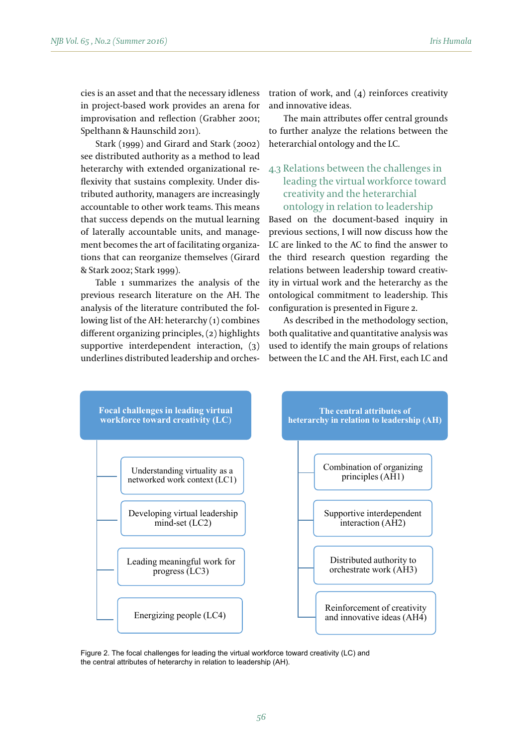cies is an asset and that the necessary idleness in project-based work provides an arena for improvisation and reflection (Grabher 2001; Spelthann & Haunschild 2011).

Stark (1999) and Girard and Stark (2002) see distributed authority as a method to lead heterarchy with extended organizational reflexivity that sustains complexity. Under distributed authority, managers are increasingly accountable to other work teams. This means that success depends on the mutual learning of laterally accountable units, and management becomes the art of facilitating organizations that can reorganize themselves (Girard & Stark 2002; Stark 1999).

Table 1 summarizes the analysis of the previous research literature on the AH. The analysis of the literature contributed the following list of the AH: heterarchy (1) combines different organizing principles, (2) highlights supportive interdependent interaction, (3) underlines distributed leadership and orchestration of work, and (4) reinforces creativity and innovative ideas.

The main attributes offer central grounds to further analyze the relations between the heterarchial ontology and the LC.

### 4.3 Relations between the challenges in leading the virtual workforce toward creativity and the heterarchial ontology in relation to leadership

Based on the document-based inquiry in previous sections, I will now discuss how the LC are linked to the AC to find the answer to the third research question regarding the relations between leadership toward creativity in virtual work and the heterarchy as the ontological commitment to leadership. This configuration is presented in Figure 2.

As described in the methodology section, both qualitative and quantitative analysis was used to identify the main groups of relations between the LC and the AH. First, each LC and

**Focal challenges in leading virtual workforce toward creativity (LC)**

- Understanding virtuality as a networked work context (LC1)
- Developing virtual leadership mind-set (LC2)
- Leading meaningful work for progress (LC3)
- Energizing people (LC4)

**The central attributes of heterarchy in relation to leadership (AH)**

- Combination of organizing principles (AH1)
- Supportive interdependent interaction (AH2)
- Distributed authority to orchestrate work (AH3)
- Reinforcement of creativity and innovative ideas (AH4)

Figure 2. The focal challenges for leading the virtual workforce toward creativity (LC) and the central attributes of heterarchy in relation to leadership (AH).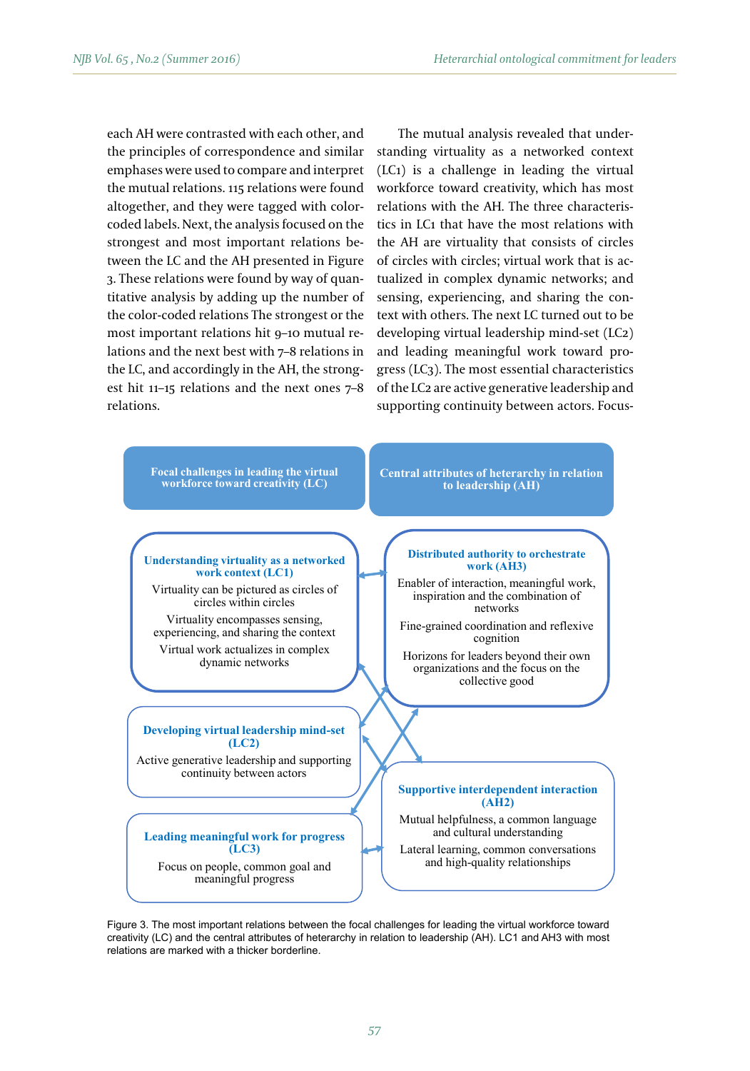each AH were contrasted with each other, and the principles of correspondence and similar emphases were used to compare and interpret the mutual relations. 115 relations were found altogether, and they were tagged with color-coded labels. Next, the analysis focused on the strongest and most important relations between the LC and the AH presented in Figure 3. These relations were found by way of quantitative analysis by adding up the number of the color-coded relations The strongest or the most important relations hit 9–10 mutual relations and the next best with 7–8 relations in the LC, and accordingly in the AH, the strongest hit 11–15 relations and the next ones 7–8 relations.

The mutual analysis revealed that understanding virtuality as a networked context (LC1) is a challenge in leading the virtual workforce toward creativity, which has most relations with the AH. The three characteristics in LC1 that have the most relations with the AH are virtuality that consists of circles of circles with circles; virtual work that is actualized in complex dynamic networks; and sensing, experiencing, and sharing the context with others. The next LC turned out to be developing virtual leadership mind-set (LC2) and leading meaningful work toward progress (LC3). The most essential characteristics of the LC2 are active generative leadership and supporting continuity between actors. Focus-

**Focal challenges in leading the virtual workforce toward creativity (LC)**

**Understanding virtuality as a networked work context (LC1)**
Virtuality can be pictured as circles of circles within circles
Virtuality encompasses sensing, experiencing, and sharing the context
Virtual work actualizes in complex dynamic networks

**Developing virtual leadership mind-set (LC2)**
Active generative leadership and supporting continuity between actors

**Leading meaningful work for progress (LC3)**
Focus on people, common goal and meaningful progress

**Central attributes of heterarchy in relation to leadership (AH)**

**Distributed authority to orchestrate work (AH3)**
Enabler of interaction, meaningful work, inspiration and the combination of networks
Fine-grained coordination and reflexive cognition
Horizons for leaders beyond their own organizations and the focus on the collective good

**Supportive interdependent interaction (AH2)**
Mutual helpfulness, a common language and cultural understanding
Lateral learning, common conversations and high-quality relationships

Figure 3. The most important relations between the focal challenges for leading the virtual workforce toward creativity (LC) and the central attributes of heterarchy in relation to leadership (AH). LC1 and AH3 with most relations are marked with a thicker borderline.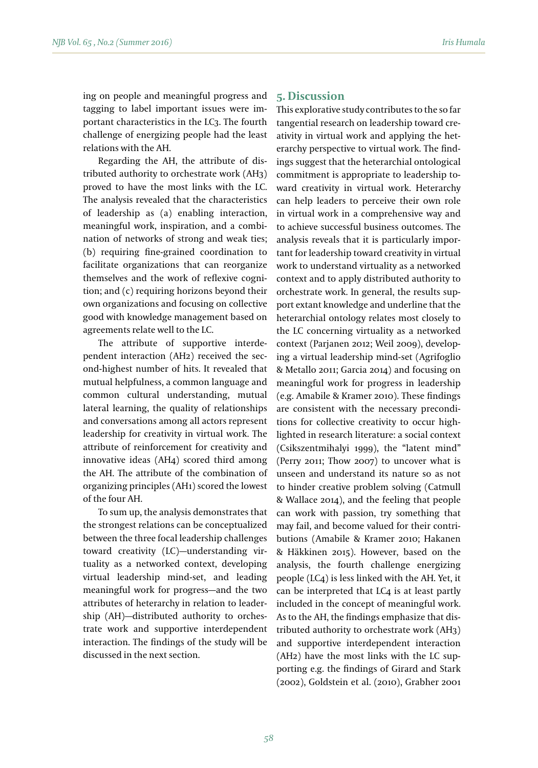ing on people and meaningful progress and tagging to label important issues were important characteristics in the LC3. The fourth challenge of energizing people had the least relations with the AH.

Regarding the AH, the attribute of distributed authority to orchestrate work (AH3) proved to have the most links with the LC. The analysis revealed that the characteristics of leadership as (a) enabling interaction, meaningful work, inspiration, and a combination of networks of strong and weak ties; (b) requiring fine-grained coordination to facilitate organizations that can reorganize themselves and the work of reflexive cognition; and (c) requiring horizons beyond their own organizations and focusing on collective good with knowledge management based on agreements relate well to the LC.

The attribute of supportive interdependent interaction (AH2) received the second-highest number of hits. It revealed that mutual helpfulness, a common language and common cultural understanding, mutual lateral learning, the quality of relationships and conversations among all actors represent leadership for creativity in virtual work. The attribute of reinforcement for creativity and innovative ideas (AH4) scored third among the AH. The attribute of the combination of organizing principles (AH1) scored the lowest of the four AH.

To sum up, the analysis demonstrates that the strongest relations can be conceptualized between the three focal leadership challenges toward creativity (LC)—understanding virtuality as a networked context, developing virtual leadership mind-set, and leading meaningful work for progress—and the two attributes of heterarchy in relation to leadership (AH)—distributed authority to orchestrate work and supportive interdependent interaction. The findings of the study will be discussed in the next section.

## 5. Discussion

This explorative study contributes to the so far tangential research on leadership toward creativity in virtual work and applying the heterarchy perspective to virtual work. The findings suggest that the heterarchial ontological commitment is appropriate to leadership toward creativity in virtual work. Heterarchy can help leaders to perceive their own role in virtual work in a comprehensive way and to achieve successful business outcomes. The analysis reveals that it is particularly important for leadership toward creativity in virtual work to understand virtuality as a networked context and to apply distributed authority to orchestrate work. In general, the results support extant knowledge and underline that the heterarchial ontology relates most closely to the LC concerning virtuality as a networked context (Parjanen 2012; Weil 2009), developing a virtual leadership mind-set (Agrifoglio & Metallo 2011; Garcia 2014) and focusing on meaningful work for progress in leadership (e.g. Amabile & Kramer 2010). These findings are consistent with the necessary preconditions for collective creativity to occur highlighted in research literature: a social context (Csikszentmihalyi 1999), the "latent mind" (Perry 2011; Thow 2007) to uncover what is unseen and understand its nature so as not to hinder creative problem solving (Catmull & Wallace 2014), and the feeling that people can work with passion, try something that may fail, and become valued for their contributions (Amabile & Kramer 2010; Hakanen & Häkkinen 2015). However, based on the analysis, the fourth challenge energizing people (LC4) is less linked with the AH. Yet, it can be interpreted that LC4 is at least partly included in the concept of meaningful work. As to the AH, the findings emphasize that distributed authority to orchestrate work (AH3) and supportive interdependent interaction (AH2) have the most links with the LC supporting e.g. the findings of Girard and Stark (2002), Goldstein et al. (2010), Grabher 2001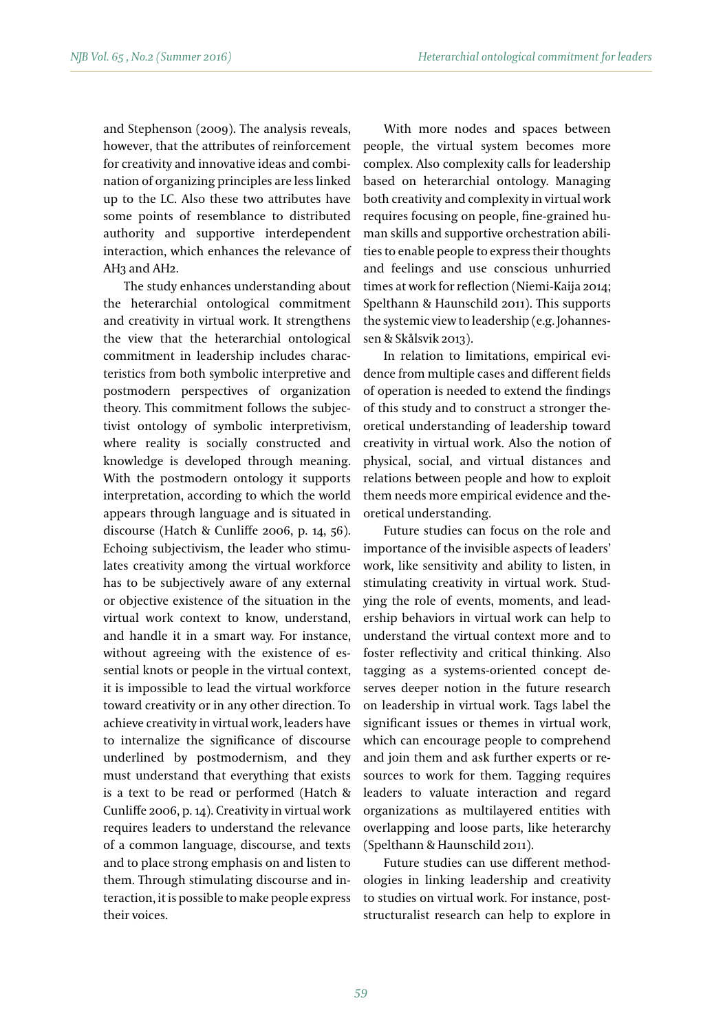and Stephenson (2009). The analysis reveals, however, that the attributes of reinforcement for creativity and innovative ideas and combination of organizing principles are less linked up to the LC. Also these two attributes have some points of resemblance to distributed authority and supportive interdependent interaction, which enhances the relevance of AH3 and AH2.

The study enhances understanding about the heterarchial ontological commitment and creativity in virtual work. It strengthens the view that the heterarchial ontological commitment in leadership includes characteristics from both symbolic interpretive and postmodern perspectives of organization theory. This commitment follows the subjectivist ontology of symbolic interpretivism, where reality is socially constructed and knowledge is developed through meaning. With the postmodern ontology it supports interpretation, according to which the world appears through language and is situated in discourse (Hatch & Cunliffe 2006, p. 14, 56). Echoing subjectivism, the leader who stimulates creativity among the virtual workforce has to be subjectively aware of any external or objective existence of the situation in the virtual work context to know, understand, and handle it in a smart way. For instance, without agreeing with the existence of essential knots or people in the virtual context, it is impossible to lead the virtual workforce toward creativity or in any other direction. To achieve creativity in virtual work, leaders have to internalize the significance of discourse underlined by postmodernism, and they must understand that everything that exists is a text to be read or performed (Hatch & Cunliffe 2006, p. 14). Creativity in virtual work requires leaders to understand the relevance of a common language, discourse, and texts and to place strong emphasis on and listen to them. Through stimulating discourse and interaction, it is possible to make people express their voices.

With more nodes and spaces between people, the virtual system becomes more complex. Also complexity calls for leadership based on heterarchial ontology. Managing both creativity and complexity in virtual work requires focusing on people, fine-grained human skills and supportive orchestration abilities to enable people to express their thoughts and feelings and use conscious unhurried times at work for reflection (Niemi-Kaija 2014; Spelthann & Haunschild 2011). This supports the systemic view to leadership (e.g. Johannessen & Skålsvik 2013).

In relation to limitations, empirical evidence from multiple cases and different fields of operation is needed to extend the findings of this study and to construct a stronger theoretical understanding of leadership toward creativity in virtual work. Also the notion of physical, social, and virtual distances and relations between people and how to exploit them needs more empirical evidence and theoretical understanding.

Future studies can focus on the role and importance of the invisible aspects of leaders' work, like sensitivity and ability to listen, in stimulating creativity in virtual work. Studying the role of events, moments, and leadership behaviors in virtual work can help to understand the virtual context more and to foster reflectivity and critical thinking. Also tagging as a systems-oriented concept deserves deeper notion in the future research on leadership in virtual work. Tags label the significant issues or themes in virtual work, which can encourage people to comprehend and join them and ask further experts or resources to work for them. Tagging requires leaders to valuate interaction and regard organizations as multilayered entities with overlapping and loose parts, like heterarchy (Spelthann & Haunschild 2011).

Future studies can use different methodologies in linking leadership and creativity to studies on virtual work. For instance, poststructuralist research can help to explore in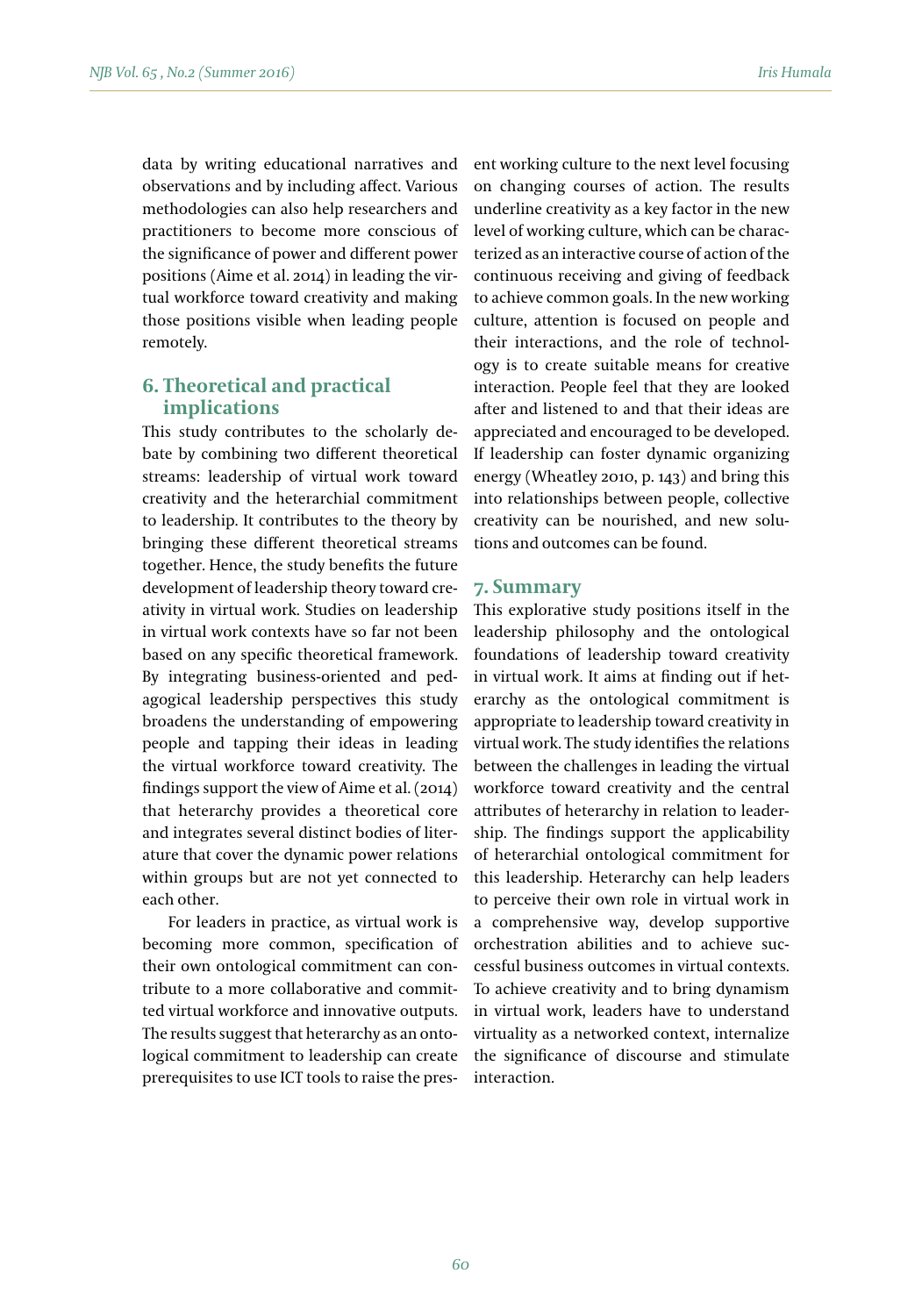data by writing educational narratives and observations and by including affect. Various methodologies can also help researchers and practitioners to become more conscious of the significance of power and different power positions (Aime et al. 2014) in leading the virtual workforce toward creativity and making those positions visible when leading people remotely.

## 6. Theoretical and practical implications

This study contributes to the scholarly debate by combining two different theoretical streams: leadership of virtual work toward creativity and the heterarchial commitment to leadership. It contributes to the theory by bringing these different theoretical streams together. Hence, the study benefits the future development of leadership theory toward creativity in virtual work. Studies on leadership in virtual work contexts have so far not been based on any specific theoretical framework. By integrating business-oriented and pedagogical leadership perspectives this study broadens the understanding of empowering people and tapping their ideas in leading the virtual workforce toward creativity. The findings support the view of Aime et al. (2014) that heterarchy provides a theoretical core and integrates several distinct bodies of literature that cover the dynamic power relations within groups but are not yet connected to each other.

For leaders in practice, as virtual work is becoming more common, specification of their own ontological commitment can contribute to a more collaborative and committed virtual workforce and innovative outputs. The results suggest that heterarchy as an ontological commitment to leadership can create prerequisites to use ICT tools to raise the present working culture to the next level focusing on changing courses of action. The results underline creativity as a key factor in the new level of working culture, which can be characterized as an interactive course of action of the continuous receiving and giving of feedback to achieve common goals. In the new working culture, attention is focused on people and their interactions, and the role of technology is to create suitable means for creative interaction. People feel that they are looked after and listened to and that their ideas are appreciated and encouraged to be developed. If leadership can foster dynamic organizing energy (Wheatley 2010, p. 143) and bring this into relationships between people, collective creativity can be nourished, and new solutions and outcomes can be found.

## 7. Summary

This explorative study positions itself in the leadership philosophy and the ontological foundations of leadership toward creativity in virtual work. It aims at finding out if heterarchy as the ontological commitment is appropriate to leadership toward creativity in virtual work. The study identifies the relations between the challenges in leading the virtual workforce toward creativity and the central attributes of heterarchy in relation to leadership. The findings support the applicability of heterarchial ontological commitment for this leadership. Heterarchy can help leaders to perceive their own role in virtual work in a comprehensive way, develop supportive orchestration abilities and to achieve successful business outcomes in virtual contexts. To achieve creativity and to bring dynamism in virtual work, leaders have to understand virtuality as a networked context, internalize the significance of discourse and stimulate interaction.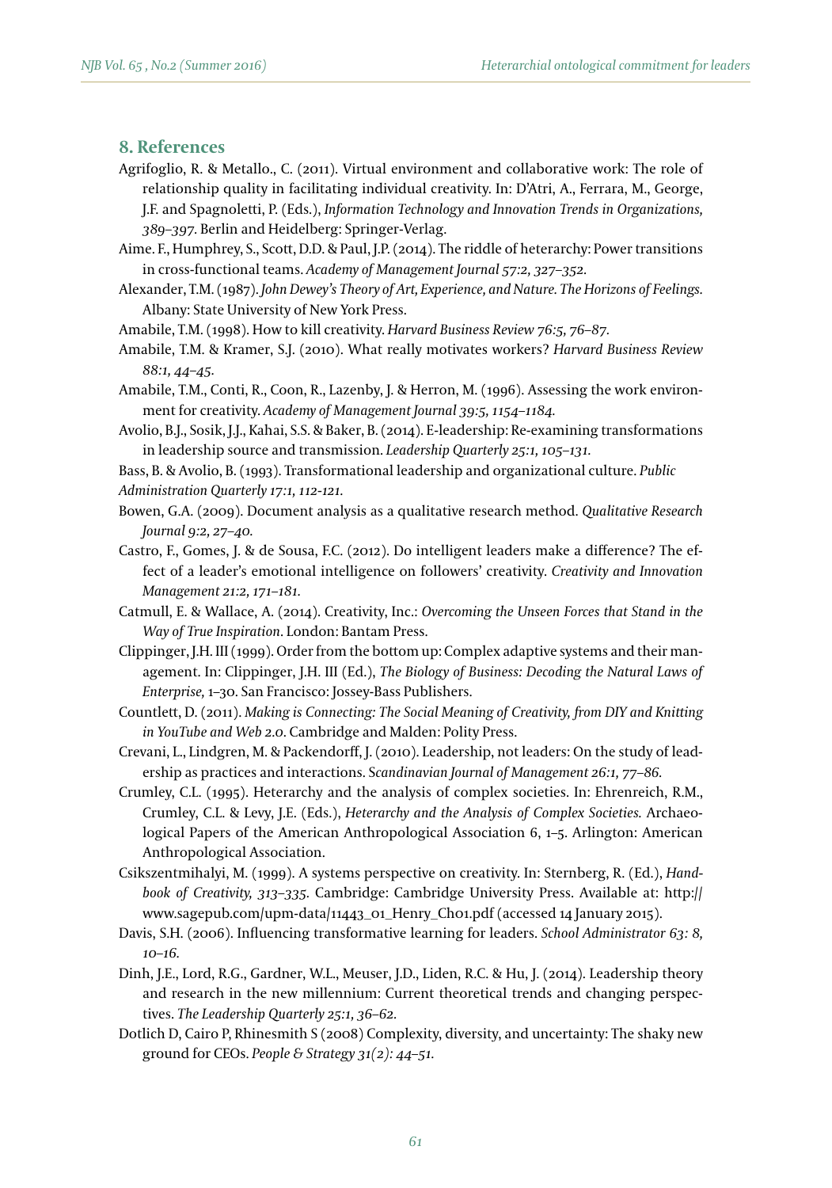## 8. References

Agrifoglio, R. & Metallo., C. (2011). Virtual environment and collaborative work: The role of relationship quality in facilitating individual creativity. In: D'Atri, A., Ferrara, M., George, J.F. and Spagnoletti, P. (Eds.), *Information Technology and Innovation Trends in Organizations, 389–397*. Berlin and Heidelberg: Springer-Verlag.

Aime. F., Humphrey, S., Scott, D.D. & Paul, J.P. (2014). The riddle of heterarchy: Power transitions in cross-functional teams. *Academy of Management Journal 57:2, 327–352.*

Alexander, T.M. (1987). *John Dewey's Theory of Art, Experience, and Nature. The Horizons of Feelings.* Albany: State University of New York Press.

Amabile, T.M. (1998). How to kill creativity. *Harvard Business Review 76:5, 76–87.*

Amabile, T.M. & Kramer, S.J. (2010). What really motivates workers? *Harvard Business Review 88:1, 44–45.*

Amabile, T.M., Conti, R., Coon, R., Lazenby, J. & Herron, M. (1996). Assessing the work environment for creativity. *Academy of Management Journal 39:5, 1154–1184.*

Avolio, B.J., Sosik, J.J., Kahai, S.S. & Baker, B. (2014). E-leadership: Re-examining transformations in leadership source and transmission. *Leadership Quarterly 25:1, 105–131.*

Bass, B. & Avolio, B. (1993). Transformational leadership and organizational culture. *Public Administration Quarterly 17:1, 112-121.*

Bowen, G.A. (2009). Document analysis as a qualitative research method. *Qualitative Research Journal 9:2, 27–40.*

Castro, F., Gomes, J. & de Sousa, F.C. (2012). Do intelligent leaders make a difference? The effect of a leader's emotional intelligence on followers' creativity. *Creativity and Innovation Management 21:2, 171–181.*

Catmull, E. & Wallace, A. (2014). Creativity, Inc.: *Overcoming the Unseen Forces that Stand in the Way of True Inspiration*. London: Bantam Press.

Clippinger, J.H. III (1999). Order from the bottom up: Complex adaptive systems and their management. In: Clippinger, J.H. III (Ed.), *The Biology of Business: Decoding the Natural Laws of Enterprise,* 1–30. San Francisco: Jossey-Bass Publishers.

Countlett, D. (2011). *Making is Connecting: The Social Meaning of Creativity, from DIY and Knitting in YouTube and Web 2.0*. Cambridge and Malden: Polity Press.

Crevani, L., Lindgren, M. & Packendorff, J. (2010). Leadership, not leaders: On the study of leadership as practices and interactions. *Scandinavian Journal of Management 26:1, 77–86.*

Crumley, C.L. (1995). Heterarchy and the analysis of complex societies. In: Ehrenreich, R.M., Crumley, C.L. & Levy, J.E. (Eds.), *Heterarchy and the Analysis of Complex Societies.* Archaeological Papers of the American Anthropological Association 6, 1–5. Arlington: American Anthropological Association.

Csikszentmihalyi, M. (1999). A systems perspective on creativity. In: Sternberg, R. (Ed.), *Handbook of Creativity, 313–335.* Cambridge: Cambridge University Press. Available at: http://www.sagepub.com/upm-data/11443_01_Henry_Ch01.pdf (accessed 14 January 2015).

Davis, S.H. (2006). Influencing transformative learning for leaders. *School Administrator 63: 8, 10–16.*

Dinh, J.E., Lord, R.G., Gardner, W.L., Meuser, J.D., Liden, R.C. & Hu, J. (2014). Leadership theory and research in the new millennium: Current theoretical trends and changing perspectives. *The Leadership Quarterly 25:1, 36–62.*

Dotlich D, Cairo P, Rhinesmith S (2008) Complexity, diversity, and uncertainty: The shaky new ground for CEOs. *People & Strategy 31(2): 44–51.*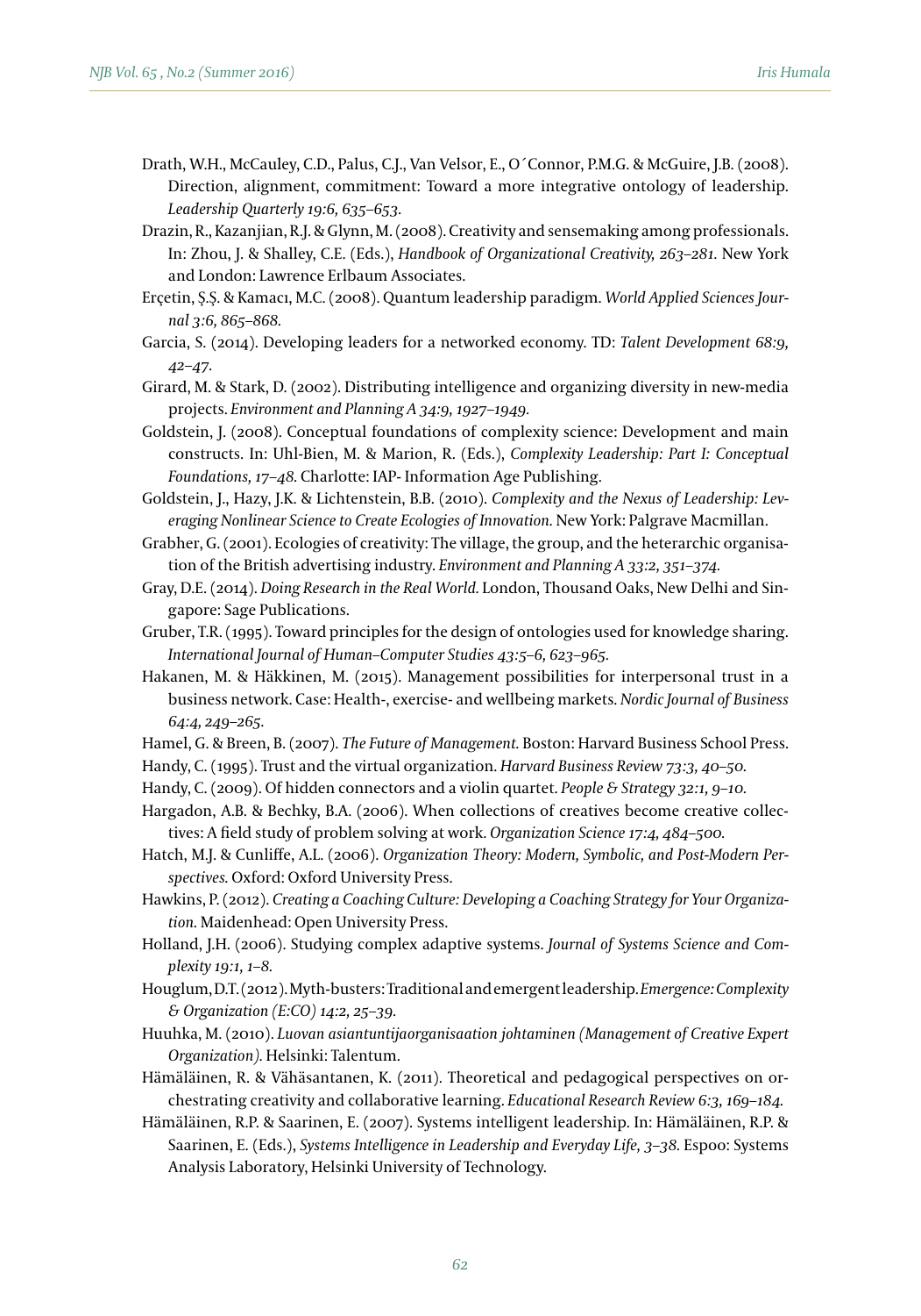Drath, W.H., McCauley, C.D., Palus, C.J., Van Velsor, E., O´Connor, P.M.G. & McGuire, J.B. (2008). Direction, alignment, commitment: Toward a more integrative ontology of leadership. *Leadership Quarterly 19:6, 635–653.*

Drazin, R., Kazanjian, R.J. & Glynn, M. (2008). Creativity and sensemaking among professionals. In: Zhou, J. & Shalley, C.E. (Eds.), *Handbook of Organizational Creativity, 263–281.* New York and London: Lawrence Erlbaum Associates.

Erçetin, Ş.Ş. & Kamacı, M.C. (2008). Quantum leadership paradigm. *World Applied Sciences Journal 3:6, 865–868.*

Garcia, S. (2014). Developing leaders for a networked economy. TD: *Talent Development 68:9, 42–47.*

Girard, M. & Stark, D. (2002). Distributing intelligence and organizing diversity in new-media projects. *Environment and Planning A 34:9, 1927–1949.*

Goldstein, J. (2008). Conceptual foundations of complexity science: Development and main constructs. In: Uhl-Bien, M. & Marion, R. (Eds.), *Complexity Leadership: Part I: Conceptual Foundations, 17–48.* Charlotte: IAP- Information Age Publishing.

Goldstein, J., Hazy, J.K. & Lichtenstein, B.B. (2010). *Complexity and the Nexus of Leadership: Leveraging Nonlinear Science to Create Ecologies of Innovation.* New York: Palgrave Macmillan.

Grabher, G. (2001). Ecologies of creativity: The village, the group, and the heterarchic organisation of the British advertising industry. *Environment and Planning A 33:2, 351–374.*

Gray, D.E. (2014). *Doing Research in the Real World.* London, Thousand Oaks, New Delhi and Singapore: Sage Publications.

Gruber, T.R. (1995). Toward principles for the design of ontologies used for knowledge sharing. *International Journal of Human–Computer Studies 43:5–6, 623–965.*

Hakanen, M. & Häkkinen, M. (2015). Management possibilities for interpersonal trust in a business network. Case: Health-, exercise- and wellbeing markets. *Nordic Journal of Business 64:4, 249–265.*

Hamel, G. & Breen, B. (2007). *The Future of Management.* Boston: Harvard Business School Press.

Handy, C. (1995). Trust and the virtual organization. *Harvard Business Review 73:3, 40–50.*

Handy, C. (2009). Of hidden connectors and a violin quartet. *People & Strategy 32:1, 9–10.*

Hargadon, A.B. & Bechky, B.A. (2006). When collections of creatives become creative collectives: A field study of problem solving at work. *Organization Science 17:4, 484–500.*

Hatch, M.J. & Cunliffe, A.L. (2006). *Organization Theory: Modern, Symbolic, and Post-Modern Perspectives.* Oxford: Oxford University Press.

Hawkins, P. (2012). *Creating a Coaching Culture: Developing a Coaching Strategy for Your Organization.* Maidenhead: Open University Press.

Holland, J.H. (2006). Studying complex adaptive systems. *Journal of Systems Science and Complexity 19:1, 1–8.*

Houglum, D.T. (2012). Myth-busters: Traditional and emergent leadership. *Emergence: Complexity & Organization (E:CO) 14:2, 25–39.*

Huuhka, M. (2010). *Luovan asiantuntijaorganisaation johtaminen (Management of Creative Expert Organization).* Helsinki: Talentum.

Hämäläinen, R. & Vähäsantanen, K. (2011). Theoretical and pedagogical perspectives on orchestrating creativity and collaborative learning. *Educational Research Review 6:3, 169–184.*

Hämäläinen, R.P. & Saarinen, E. (2007). Systems intelligent leadership. In: Hämäläinen, R.P. & Saarinen, E. (Eds.), *Systems Intelligence in Leadership and Everyday Life, 3–38.* Espoo: Systems Analysis Laboratory, Helsinki University of Technology.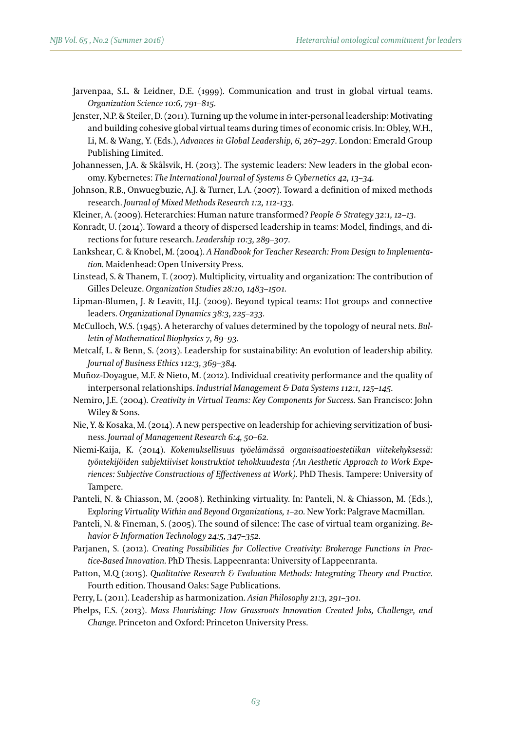Jarvenpaa, S.L. & Leidner, D.E. (1999). Communication and trust in global virtual teams. *Organization Science 10:6, 791–815.*

Jenster, N.P. & Steiler, D. (2011). Turning up the volume in inter-personal leadership: Motivating and building cohesive global virtual teams during times of economic crisis. In: Obley, W.H., Li, M. & Wang, Y. (Eds.), *Advances in Global Leadership, 6, 267–297*. London: Emerald Group Publishing Limited.

Johannessen, J.A. & Skålsvik, H. (2013). The systemic leaders: New leaders in the global economy. Kybernetes: *The International Journal of Systems & Cybernetics 42, 13–34.*

Johnson, R.B., Onwuegbuzie, A.J. & Turner, L.A. (2007). Toward a definition of mixed methods research. *Journal of Mixed Methods Research 1:2, 112-133.*

Kleiner, A. (2009). Heterarchies: Human nature transformed? *People & Strategy 32:1, 12–13.*

Konradt, U. (2014). Toward a theory of dispersed leadership in teams: Model, findings, and directions for future research. *Leadership 10:3, 289–307.*

Lankshear, C. & Knobel, M. (2004). *A Handbook for Teacher Research: From Design to Implementation.* Maidenhead: Open University Press.

Linstead, S. & Thanem, T. (2007). Multiplicity, virtuality and organization: The contribution of Gilles Deleuze. *Organization Studies 28:10, 1483–1501.*

Lipman-Blumen, J. & Leavitt, H.J. (2009). Beyond typical teams: Hot groups and connective leaders. *Organizational Dynamics 38:3, 225–233.*

McCulloch, W.S. (1945). A heterarchy of values determined by the topology of neural nets. *Bulletin of Mathematical Biophysics 7, 89–93.*

Metcalf, L. & Benn, S. (2013). Leadership for sustainability: An evolution of leadership ability. *Journal of Business Ethics 112:3, 369–384.*

Muñoz-Doyague, M.F. & Nieto, M. (2012). Individual creativity performance and the quality of interpersonal relationships. *Industrial Management & Data Systems 112:1, 125–145.*

Nemiro, J.E. (2004). *Creativity in Virtual Teams: Key Components for Success.* San Francisco: John Wiley & Sons.

Nie, Y. & Kosaka, M. (2014). A new perspective on leadership for achieving servitization of business. *Journal of Management Research 6:4, 50–62.*

Niemi-Kaija, K. (2014). *Kokemuksellisuus työelämässä organisaatioestetiikan viitekehyksessä: työntekijöiden subjektiiviset konstruktiot tehokkuudesta (An Aesthetic Approach to Work Experiences: Subjective Constructions of Effectiveness at Work).* PhD Thesis. Tampere: University of Tampere.

Panteli, N. & Chiasson, M. (2008). Rethinking virtuality. In: Panteli, N. & Chiasson, M. (Eds.), E*xploring Virtuality Within and Beyond Organizations, 1–20.* New York: Palgrave Macmillan.

Panteli, N. & Fineman, S. (2005). The sound of silence: The case of virtual team organizing. *Behavior & Information Technology 24:5, 347–352.*

Parjanen, S. (2012). *Creating Possibilities for Collective Creativity: Brokerage Functions in Practice-Based Innovation.* PhD Thesis. Lappeenranta: University of Lappeenranta.

Patton, M.Q (2015). *Qualitative Research & Evaluation Methods: Integrating Theory and Practice.* Fourth edition. Thousand Oaks: Sage Publications.

Perry, L. (2011). Leadership as harmonization. *Asian Philosophy 21:3, 291–301.*

Phelps, E.S. (2013). *Mass Flourishing: How Grassroots Innovation Created Jobs, Challenge, and Change.* Princeton and Oxford: Princeton University Press.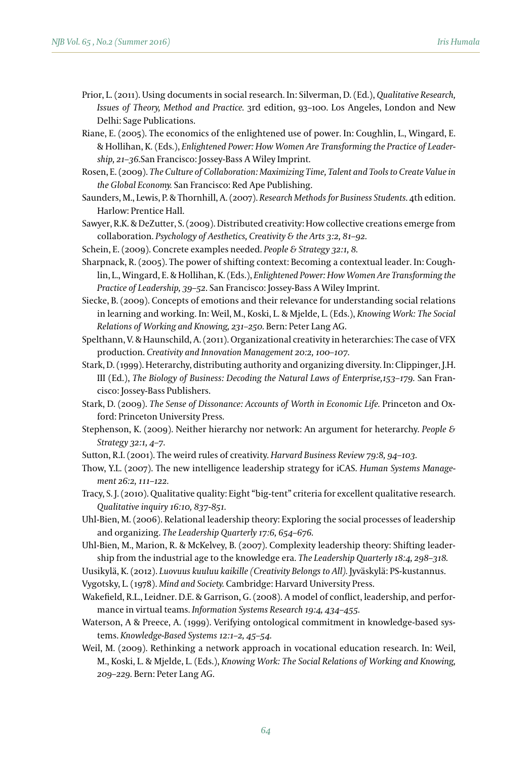Prior, L. (2011). Using documents in social research. In: Silverman, D. (Ed.), *Qualitative Research, Issues of Theory, Method and Practice*. 3rd edition, 93–100. Los Angeles, London and New Delhi: Sage Publications.

Riane, E. (2005). The economics of the enlightened use of power. In: Coughlin, L., Wingard, E. & Hollihan, K. (Eds.), *Enlightened Power: How Women Are Transforming the Practice of Leadership, 21–36*.San Francisco: Jossey-Bass A Wiley Imprint.

Rosen, E. (2009). *The Culture of Collaboration: Maximizing Time, Talent and Tools to Create Value in the Global Economy.* San Francisco: Red Ape Publishing.

Saunders, M., Lewis, P. & Thornhill, A. (2007). *Research Methods for Business Students.* 4th edition. Harlow: Prentice Hall.

Sawyer, R.K. & DeZutter, S. (2009). Distributed creativity: How collective creations emerge from collaboration. *Psychology of Aesthetics, Creativity & the Arts 3:2, 81–92.*

Schein, E. (2009). Concrete examples needed. *People & Strategy 32:1, 8.*

Sharpnack, R. (2005). The power of shifting context: Becoming a contextual leader. In: Coughlin, L., Wingard, E. & Hollihan, K. (Eds.), *Enlightened Power: How Women Are Transforming the Practice of Leadership, 39–52*. San Francisco: Jossey-Bass A Wiley Imprint.

Siecke, B. (2009). Concepts of emotions and their relevance for understanding social relations in learning and working. In: Weil, M., Koski, L. & Mjelde, L. (Eds.), *Knowing Work: The Social Relations of Working and Knowing, 231–250.* Bern: Peter Lang AG.

Spelthann, V. & Haunschild, A. (2011). Organizational creativity in heterarchies: The case of VFX production. *Creativity and Innovation Management 20:2, 100–107.*

Stark, D. (1999). Heterarchy, distributing authority and organizing diversity. In: Clippinger, J.H. III (Ed.), *The Biology of Business: Decoding the Natural Laws of Enterprise,153–179.* San Francisco: Jossey-Bass Publishers.

Stark, D. (2009). *The Sense of Dissonance: Accounts of Worth in Economic Life.* Princeton and Oxford: Princeton University Press.

Stephenson, K. (2009). Neither hierarchy nor network: An argument for heterarchy. *People & Strategy 32:1, 4–7.*

Sutton, R.I. (2001). The weird rules of creativity. *Harvard Business Review 79:8, 94–103.*

Thow, Y.L. (2007). The new intelligence leadership strategy for iCAS. *Human Systems Management 26:2, 111–122.*

Tracy, S. J. (2010). Qualitative quality: Eight "big-tent" criteria for excellent qualitative research. *Qualitative inquiry 16:10, 837-851.*

Uhl-Bien, M. (2006). Relational leadership theory: Exploring the social processes of leadership and organizing. *The Leadership Quarterly 17:6, 654–676.*

Uhl-Bien, M., Marion, R. & McKelvey, B. (2007). Complexity leadership theory: Shifting leadership from the industrial age to the knowledge era. *The Leadership Quarterly 18:4, 298–318.*

Uusikylä, K. (2012). *Luovuus kuuluu kaikille (Creativity Belongs to All).* Jyväskylä: PS-kustannus.

Vygotsky, L. (1978). *Mind and Society.* Cambridge: Harvard University Press.

Wakefield, R.L., Leidner. D.E. & Garrison, G. (2008). A model of conflict, leadership, and performance in virtual teams. *Information Systems Research 19:4, 434–455.*

Waterson, A & Preece, A. (1999). Verifying ontological commitment in knowledge-based systems. *Knowledge-Based Systems 12:1–2, 45–54.*

Weil, M. (2009). Rethinking a network approach in vocational education research. In: Weil, M., Koski, L. & Mjelde, L. (Eds.), *Knowing Work: The Social Relations of Working and Knowing, 209–229.* Bern: Peter Lang AG.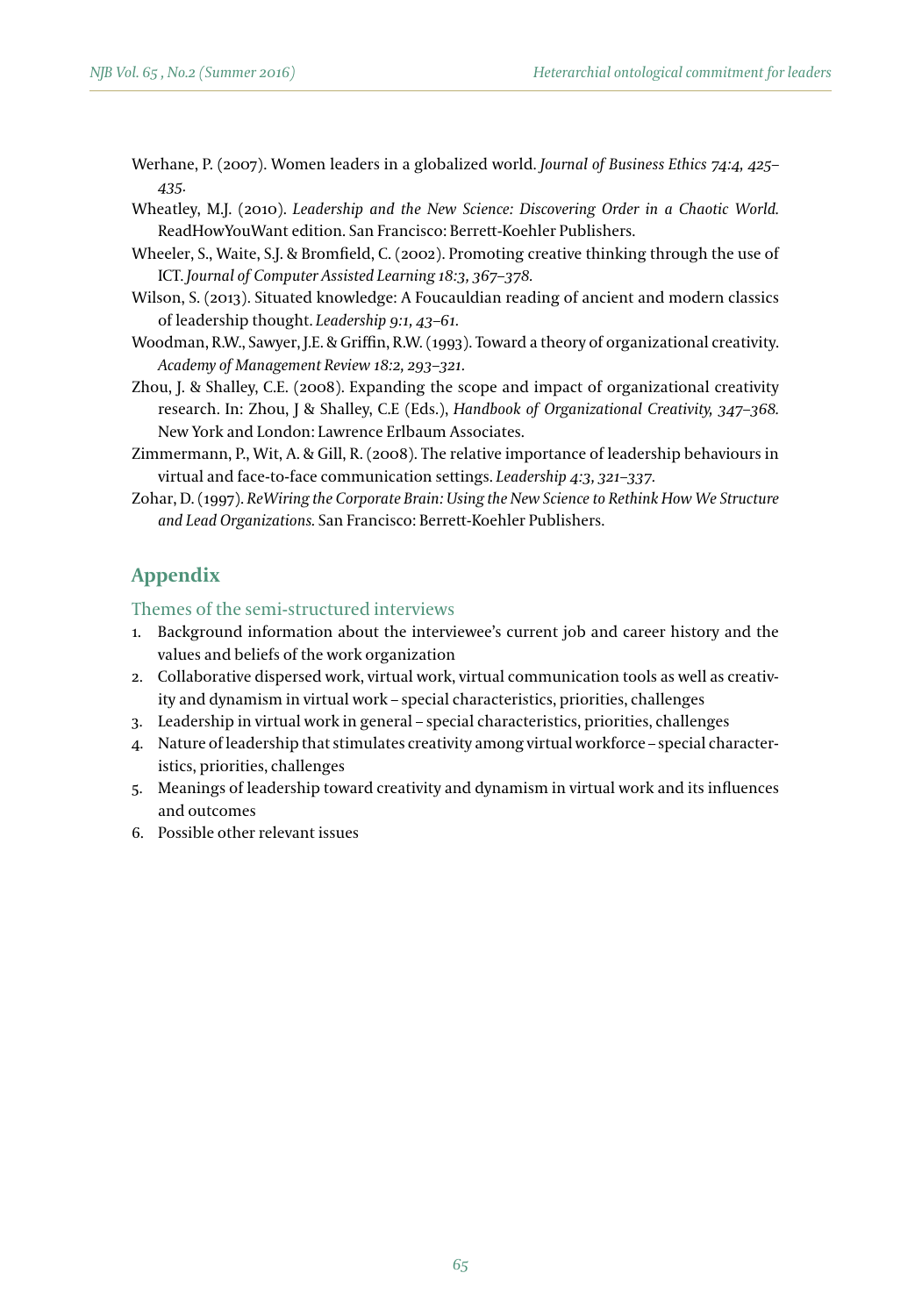Werhane, P. (2007). Women leaders in a globalized world. *Journal of Business Ethics 74:4, 425–435.*

Wheatley, M.J. (2010). *Leadership and the New Science: Discovering Order in a Chaotic World.* ReadHowYouWant edition. San Francisco: Berrett-Koehler Publishers.

Wheeler, S., Waite, S.J. & Bromfield, C. (2002). Promoting creative thinking through the use of ICT. *Journal of Computer Assisted Learning 18:3, 367–378.*

Wilson, S. (2013). Situated knowledge: A Foucauldian reading of ancient and modern classics of leadership thought. *Leadership 9:1, 43–61.*

Woodman, R.W., Sawyer, J.E. & Griffin, R.W. (1993). Toward a theory of organizational creativity. *Academy of Management Review 18:2, 293–321.*

Zhou, J. & Shalley, C.E. (2008). Expanding the scope and impact of organizational creativity research. In: Zhou, J & Shalley, C.E (Eds.), *Handbook of Organizational Creativity, 347–368.* New York and London: Lawrence Erlbaum Associates.

Zimmermann, P., Wit, A. & Gill, R. (2008). The relative importance of leadership behaviours in virtual and face-to-face communication settings. *Leadership 4:3, 321–337.*

Zohar, D. (1997). *ReWiring the Corporate Brain: Using the New Science to Rethink How We Structure and Lead Organizations.* San Francisco: Berrett-Koehler Publishers.

## Appendix

### Themes of the semi-structured interviews

1. Background information about the interviewee's current job and career history and the values and beliefs of the work organization
2. Collaborative dispersed work, virtual work, virtual communication tools as well as creativity and dynamism in virtual work – special characteristics, priorities, challenges
3. Leadership in virtual work in general – special characteristics, priorities, challenges
4. Nature of leadership that stimulates creativity among virtual workforce – special characteristics, priorities, challenges
5. Meanings of leadership toward creativity and dynamism in virtual work and its influences and outcomes
6. Possible other relevant issues